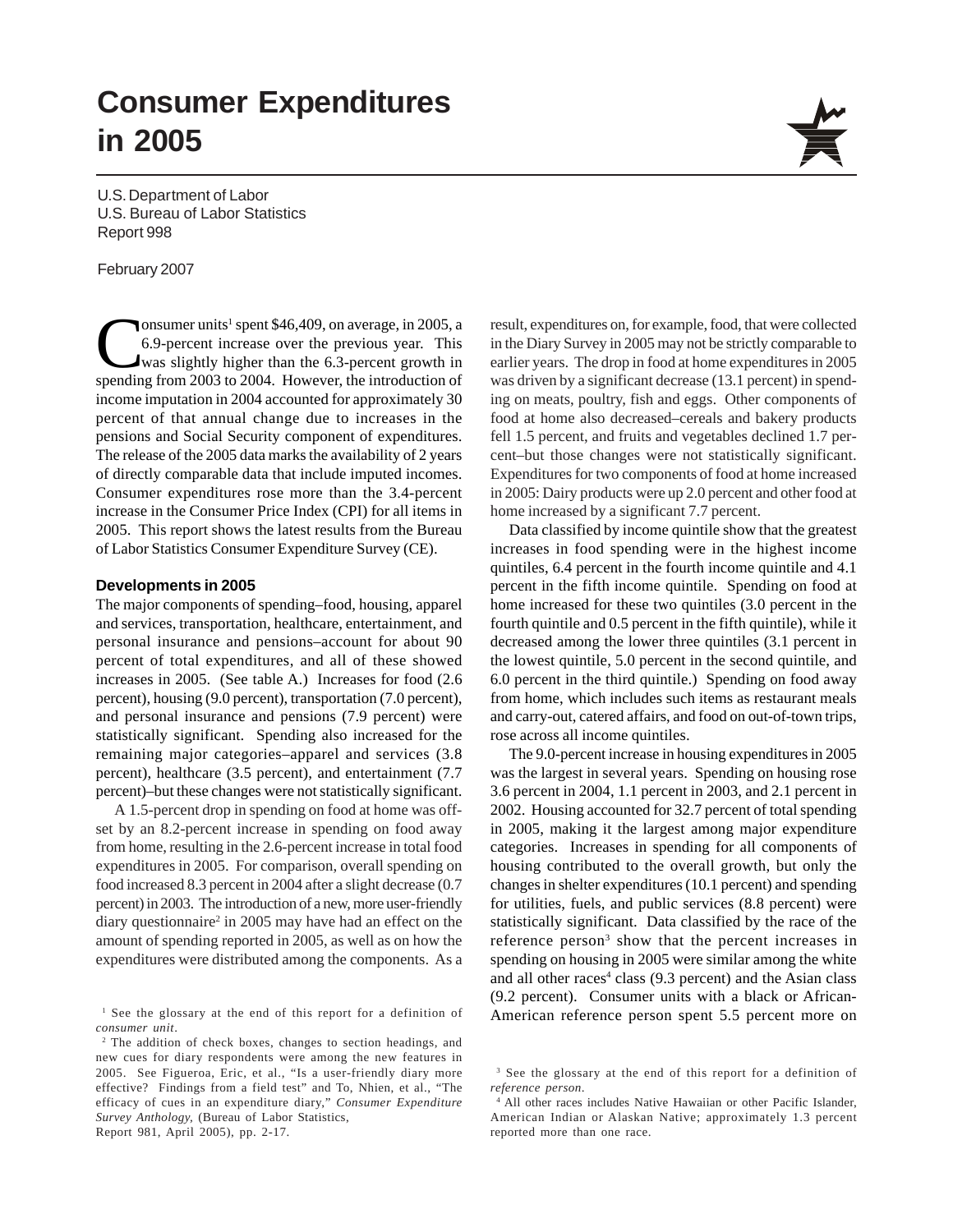# Consumer Expenditures in 2005

U.S. Department of Labor
U.S. Bureau of Labor Statistics
Report 998

February 2007

Consumer units[1] spent $46,409, on average, in 2005, a 6.9-percent increase over the previous year. This was slightly higher than the 6.3-percent growth in spending from 2003 to 2004. However, the introduction of income imputation in 2004 accounted for approximately 30 percent of that annual change due to increases in the pensions and Social Security component of expenditures. The release of the 2005 data marks the availability of 2 years of directly comparable data that include imputed incomes. Consumer expenditures rose more than the 3.4-percent increase in the Consumer Price Index (CPI) for all items in 2005. This report shows the latest results from the Bureau of Labor Statistics Consumer Expenditure Survey (CE).

### Developments in 2005

The major components of spending–food, housing, apparel and services, transportation, healthcare, entertainment, and personal insurance and pensions–account for about 90 percent of total expenditures, and all of these showed increases in 2005. (See table A.) Increases for food (2.6 percent), housing (9.0 percent), transportation (7.0 percent), and personal insurance and pensions (7.9 percent) were statistically significant. Spending also increased for the remaining major categories–apparel and services (3.8 percent), healthcare (3.5 percent), and entertainment (7.7 percent)–but these changes were not statistically significant.

A 1.5-percent drop in spending on food at home was offset by an 8.2-percent increase in spending on food away from home, resulting in the 2.6-percent increase in total food expenditures in 2005. For comparison, overall spending on food increased 8.3 percent in 2004 after a slight decrease (0.7 percent) in 2003. The introduction of a new, more user-friendly diary questionnaire[2] in 2005 may have had an effect on the amount of spending reported in 2005, as well as on how the expenditures were distributed among the components. As a result, expenditures on, for example, food, that were collected in the Diary Survey in 2005 may not be strictly comparable to earlier years. The drop in food at home expenditures in 2005 was driven by a significant decrease (13.1 percent) in spending on meats, poultry, fish and eggs. Other components of food at home also decreased–cereals and bakery products fell 1.5 percent, and fruits and vegetables declined 1.7 percent–but those changes were not statistically significant. Expenditures for two components of food at home increased in 2005: Dairy products were up 2.0 percent and other food at home increased by a significant 7.7 percent.

Data classified by income quintile show that the greatest increases in food spending were in the highest income quintiles, 6.4 percent in the fourth income quintile and 4.1 percent in the fifth income quintile. Spending on food at home increased for these two quintiles (3.0 percent in the fourth quintile and 0.5 percent in the fifth quintile), while it decreased among the lower three quintiles (3.1 percent in the lowest quintile, 5.0 percent in the second quintile, and 6.0 percent in the third quintile.) Spending on food away from home, which includes such items as restaurant meals and carry-out, catered affairs, and food on out-of-town trips, rose across all income quintiles.

The 9.0-percent increase in housing expenditures in 2005 was the largest in several years. Spending on housing rose 3.6 percent in 2004, 1.1 percent in 2003, and 2.1 percent in 2002. Housing accounted for 32.7 percent of total spending in 2005, making it the largest among major expenditure categories. Increases in spending for all components of housing contributed to the overall growth, but only the changes in shelter expenditures (10.1 percent) and spending for utilities, fuels, and public services (8.8 percent) were statistically significant. Data classified by the race of the reference person[3] show that the percent increases in spending on housing in 2005 were similar among the white and all other races[4] class (9.3 percent) and the Asian class (9.2 percent). Consumer units with a black or African-American reference person spent 5.5 percent more on

---

[1] See the glossary at the end of this report for a definition of *consumer unit*.

[2] The addition of check boxes, changes to section headings, and new cues for diary respondents were among the new features in 2005. See Figueroa, Eric, et al., "Is a user-friendly diary more effective? Findings from a field test" and To, Nhien, et al., "The efficacy of cues in an expenditure diary," *Consumer Expenditure Survey Anthology*, (Bureau of Labor Statistics, Report 981, April 2005), pp. 2-17.

[3] See the glossary at the end of this report for a definition of *reference person*.

[4] All other races includes Native Hawaiian or other Pacific Islander, American Indian or Alaskan Native; approximately 1.3 percent reported more than one race.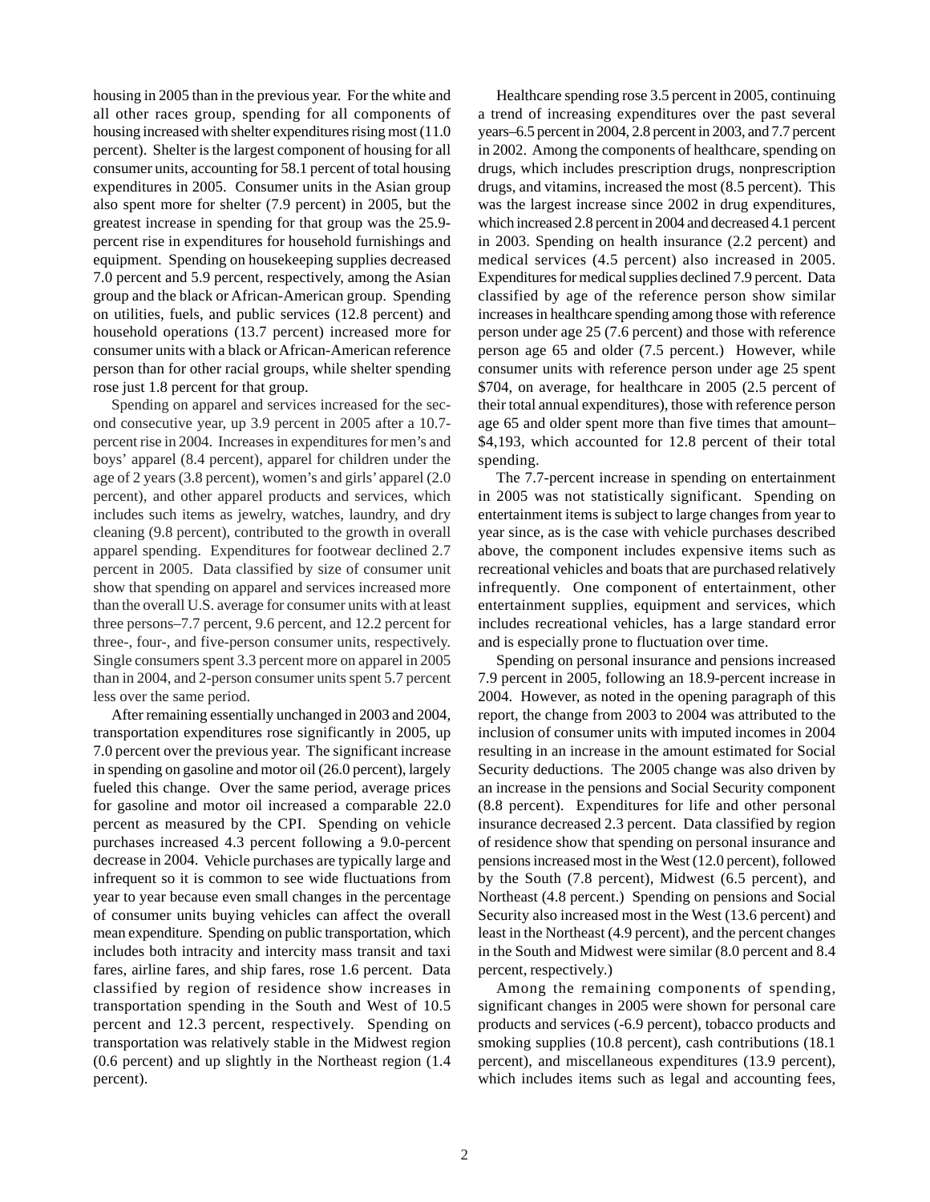housing in 2005 than in the previous year. For the white and all other races group, spending for all components of housing increased with shelter expenditures rising most (11.0 percent). Shelter is the largest component of housing for all consumer units, accounting for 58.1 percent of total housing expenditures in 2005. Consumer units in the Asian group also spent more for shelter (7.9 percent) in 2005, but the greatest increase in spending for that group was the 25.9-percent rise in expenditures for household furnishings and equipment. Spending on housekeeping supplies decreased 7.0 percent and 5.9 percent, respectively, among the Asian group and the black or African-American group. Spending on utilities, fuels, and public services (12.8 percent) and household operations (13.7 percent) increased more for consumer units with a black or African-American reference person than for other racial groups, while shelter spending rose just 1.8 percent for that group.

Spending on apparel and services increased for the second consecutive year, up 3.9 percent in 2005 after a 10.7-percent rise in 2004. Increases in expenditures for men's and boys' apparel (8.4 percent), apparel for children under the age of 2 years (3.8 percent), women's and girls' apparel (2.0 percent), and other apparel products and services, which includes such items as jewelry, watches, laundry, and dry cleaning (9.8 percent), contributed to the growth in overall apparel spending. Expenditures for footwear declined 2.7 percent in 2005. Data classified by size of consumer unit show that spending on apparel and services increased more than the overall U.S. average for consumer units with at least three persons–7.7 percent, 9.6 percent, and 12.2 percent for three-, four-, and five-person consumer units, respectively. Single consumers spent 3.3 percent more on apparel in 2005 than in 2004, and 2-person consumer units spent 5.7 percent less over the same period.

After remaining essentially unchanged in 2003 and 2004, transportation expenditures rose significantly in 2005, up 7.0 percent over the previous year. The significant increase in spending on gasoline and motor oil (26.0 percent), largely fueled this change. Over the same period, average prices for gasoline and motor oil increased a comparable 22.0 percent as measured by the CPI. Spending on vehicle purchases increased 4.3 percent following a 9.0-percent decrease in 2004. Vehicle purchases are typically large and infrequent so it is common to see wide fluctuations from year to year because even small changes in the percentage of consumer units buying vehicles can affect the overall mean expenditure. Spending on public transportation, which includes both intracity and intercity mass transit and taxi fares, airline fares, and ship fares, rose 1.6 percent. Data classified by region of residence show increases in transportation spending in the South and West of 10.5 percent and 12.3 percent, respectively. Spending on transportation was relatively stable in the Midwest region (0.6 percent) and up slightly in the Northeast region (1.4 percent).

Healthcare spending rose 3.5 percent in 2005, continuing a trend of increasing expenditures over the past several years–6.5 percent in 2004, 2.8 percent in 2003, and 7.7 percent in 2002. Among the components of healthcare, spending on drugs, which includes prescription drugs, nonprescription drugs, and vitamins, increased the most (8.5 percent). This was the largest increase since 2002 in drug expenditures, which increased 2.8 percent in 2004 and decreased 4.1 percent in 2003. Spending on health insurance (2.2 percent) and medical services (4.5 percent) also increased in 2005. Expenditures for medical supplies declined 7.9 percent. Data classified by age of the reference person show similar increases in healthcare spending among those with reference person under age 25 (7.6 percent) and those with reference person age 65 and older (7.5 percent.) However, while consumer units with reference person under age 25 spent $704, on average, for healthcare in 2005 (2.5 percent of their total annual expenditures), those with reference person age 65 and older spent more than five times that amount–$4,193, which accounted for 12.8 percent of their total spending.

The 7.7-percent increase in spending on entertainment in 2005 was not statistically significant. Spending on entertainment items is subject to large changes from year to year since, as is the case with vehicle purchases described above, the component includes expensive items such as recreational vehicles and boats that are purchased relatively infrequently. One component of entertainment, other entertainment supplies, equipment and services, which includes recreational vehicles, has a large standard error and is especially prone to fluctuation over time.

Spending on personal insurance and pensions increased 7.9 percent in 2005, following an 18.9-percent increase in 2004. However, as noted in the opening paragraph of this report, the change from 2003 to 2004 was attributed to the inclusion of consumer units with imputed incomes in 2004 resulting in an increase in the amount estimated for Social Security deductions. The 2005 change was also driven by an increase in the pensions and Social Security component (8.8 percent). Expenditures for life and other personal insurance decreased 2.3 percent. Data classified by region of residence show that spending on personal insurance and pensions increased most in the West (12.0 percent), followed by the South (7.8 percent), Midwest (6.5 percent), and Northeast (4.8 percent.) Spending on pensions and Social Security also increased most in the West (13.6 percent) and least in the Northeast (4.9 percent), and the percent changes in the South and Midwest were similar (8.0 percent and 8.4 percent, respectively.)

Among the remaining components of spending, significant changes in 2005 were shown for personal care products and services (-6.9 percent), tobacco products and smoking supplies (10.8 percent), cash contributions (18.1 percent), and miscellaneous expenditures (13.9 percent), which includes items such as legal and accounting fees,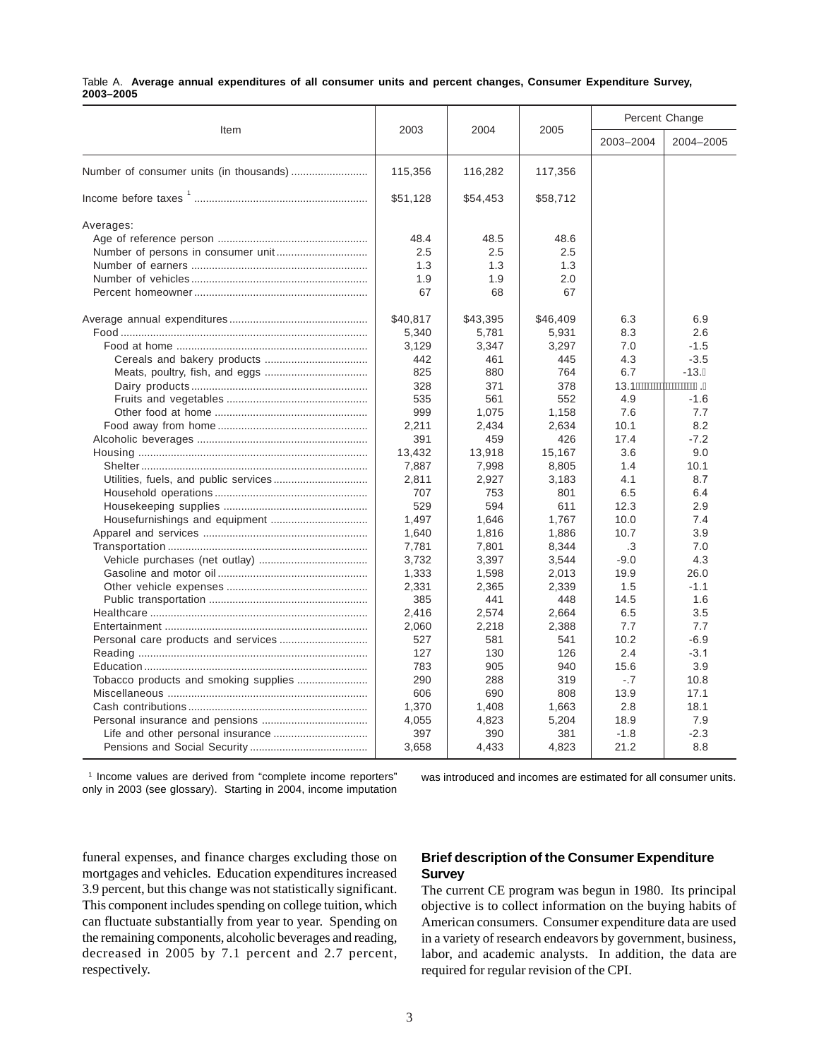Table A. **Average annual expenditures of all consumer units and percent changes, Consumer Expenditure Survey, 2003–2005**

| Item | 2003 | 2004 | 2005 | Percent Change | |
|---|---|---|---|---|---|
| | | | | 2003–2004 | 2004–2005 |
| Number of consumer units (in thousands) | 115,356 | 116,282 | 117,356 | | |
| Income before taxes [1] | $51,128 | $54,453 | $58,712 | | |
| Averages: | | | | | |
| Age of reference person | 48.4 | 48.5 | 48.6 | | |
| Number of persons in consumer unit | 2.5 | 2.5 | 2.5 | | |
| Number of earners | 1.3 | 1.3 | 1.3 | | |
| Number of vehicles | 1.9 | 1.9 | 2.0 | | |
| Percent homeowner | 67 | 68 | 67 | | |
| Average annual expenditures | $40,817 | $43,395 | $46,409 | 6.3 | 6.9 |
| Food | 5,340 | 5,781 | 5,931 | 8.3 | 2.6 |
| Food at home | 3,129 | 3,347 | 3,297 | 7.0 | -1.5 |
| Cereals and bakery products | 442 | 461 | 445 | 4.3 | -3.5 |
| Meats, poultry, fish, and eggs | 825 | 880 | 764 | 6.7 | -13.2 |
| Dairy products | 328 | 371 | 378 | 13.1 | 1.9 |
| Fruits and vegetables | 535 | 561 | 552 | 4.9 | -1.6 |
| Other food at home | 999 | 1,075 | 1,158 | 7.6 | 7.7 |
| Food away from home | 2,211 | 2,434 | 2,634 | 10.1 | 8.2 |
| Alcoholic beverages | 391 | 459 | 426 | 17.4 | -7.2 |
| Housing | 13,432 | 13,918 | 15,167 | 3.6 | 9.0 |
| Shelter | 7,887 | 7,998 | 8,805 | 1.4 | 10.1 |
| Utilities, fuels, and public services | 2,811 | 2,927 | 3,183 | 4.1 | 8.7 |
| Household operations | 707 | 753 | 801 | 6.5 | 6.4 |
| Housekeeping supplies | 529 | 594 | 611 | 12.3 | 2.9 |
| Housefurnishings and equipment | 1,497 | 1,646 | 1,767 | 10.0 | 7.4 |
| Apparel and services | 1,640 | 1,816 | 1,886 | 10.7 | 3.9 |
| Transportation | 7,781 | 7,801 | 8,344 | .3 | 7.0 |
| Vehicle purchases (net outlay) | 3,732 | 3,397 | 3,544 | -9.0 | 4.3 |
| Gasoline and motor oil | 1,333 | 1,598 | 2,013 | 19.9 | 26.0 |
| Other vehicle expenses | 2,331 | 2,365 | 2,339 | 1.5 | -1.1 |
| Public transportation | 385 | 441 | 448 | 14.5 | 1.6 |
| Healthcare | 2,416 | 2,574 | 2,664 | 6.5 | 3.5 |
| Entertainment | 2,060 | 2,218 | 2,388 | 7.7 | 7.7 |
| Personal care products and services | 527 | 581 | 541 | 10.2 | -6.9 |
| Reading | 127 | 130 | 126 | 2.4 | -3.1 |
| Education | 783 | 905 | 940 | 15.6 | 3.9 |
| Tobacco products and smoking supplies | 290 | 288 | 319 | -.7 | 10.8 |
| Miscellaneous | 606 | 690 | 808 | 13.9 | 17.1 |
| Cash contributions | 1,370 | 1,408 | 1,663 | 2.8 | 18.1 |
| Personal insurance and pensions | 4,055 | 4,823 | 5,204 | 18.9 | 7.9 |
| Life and other personal insurance | 397 | 390 | 381 | -1.8 | -2.3 |
| Pensions and Social Security | 3,658 | 4,433 | 4,823 | 21.2 | 8.8 |

[1] Income values are derived from "complete income reporters" only in 2003 (see glossary). Starting in 2004, income imputation was introduced and incomes are estimated for all consumer units.

funeral expenses, and finance charges excluding those on mortgages and vehicles. Education expenditures increased 3.9 percent, but this change was not statistically significant. This component includes spending on college tuition, which can fluctuate substantially from year to year. Spending on the remaining components, alcoholic beverages and reading, decreased in 2005 by 7.1 percent and 2.7 percent, respectively.

### Brief description of the Consumer Expenditure Survey

The current CE program was begun in 1980. Its principal objective is to collect information on the buying habits of American consumers. Consumer expenditure data are used in a variety of research endeavors by government, business, labor, and academic analysts. In addition, the data are required for regular revision of the CPI.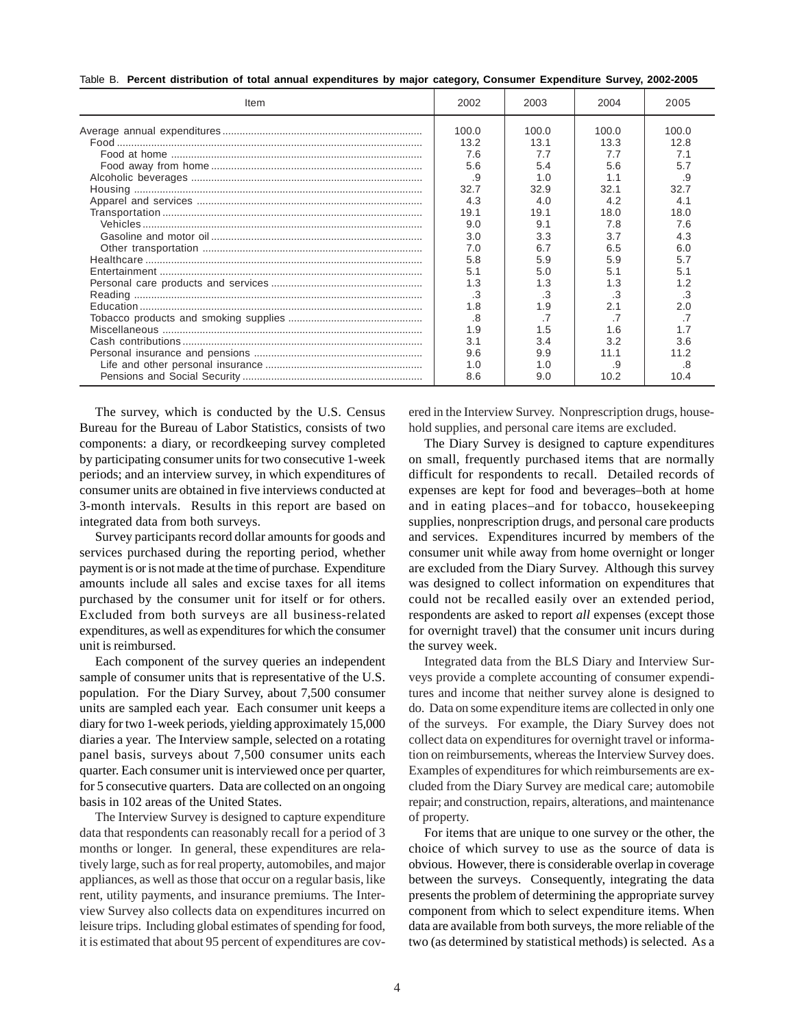Table B. **Percent distribution of total annual expenditures by major category, Consumer Expenditure Survey, 2002-2005**

| Item | 2002 | 2003 | 2004 | 2005 |
|---|---|---|---|---|
| Average annual expenditures | 100.0 | 100.0 | 100.0 | 100.0 |
| Food | 13.2 | 13.1 | 13.3 | 12.8 |
| Food at home | 7.6 | 7.7 | 7.7 | 7.1 |
| Food away from home | 5.6 | 5.4 | 5.6 | 5.7 |
| Alcoholic beverages | .9 | 1.0 | 1.1 | .9 |
| Housing | 32.7 | 32.9 | 32.1 | 32.7 |
| Apparel and services | 4.3 | 4.0 | 4.2 | 4.1 |
| Transportation | 19.1 | 19.1 | 18.0 | 18.0 |
| Vehicles | 9.0 | 9.1 | 7.8 | 7.6 |
| Gasoline and motor oil | 3.0 | 3.3 | 3.7 | 4.3 |
| Other transportation | 7.0 | 6.7 | 6.5 | 6.0 |
| Healthcare | 5.8 | 5.9 | 5.9 | 5.7 |
| Entertainment | 5.1 | 5.0 | 5.1 | 5.1 |
| Personal care products and services | 1.3 | 1.3 | 1.3 | 1.2 |
| Reading | .3 | .3 | .3 | .3 |
| Education | 1.8 | 1.9 | 2.1 | 2.0 |
| Tobacco products and smoking supplies | .8 | .7 | .7 | .7 |
| Miscellaneous | 1.9 | 1.5 | 1.6 | 1.7 |
| Cash contributions | 3.1 | 3.4 | 3.2 | 3.6 |
| Personal insurance and pensions | 9.6 | 9.9 | 11.1 | 11.2 |
| Life and other personal insurance | 1.0 | 1.0 | .9 | .8 |
| Pensions and Social Security | 8.6 | 9.0 | 10.2 | 10.4 |

The survey, which is conducted by the U.S. Census Bureau for the Bureau of Labor Statistics, consists of two components: a diary, or recordkeeping survey completed by participating consumer units for two consecutive 1-week periods; and an interview survey, in which expenditures of consumer units are obtained in five interviews conducted at 3-month intervals. Results in this report are based on integrated data from both surveys.

Survey participants record dollar amounts for goods and services purchased during the reporting period, whether payment is or is not made at the time of purchase. Expenditure amounts include all sales and excise taxes for all items purchased by the consumer unit for itself or for others. Excluded from both surveys are all business-related expenditures, as well as expenditures for which the consumer unit is reimbursed.

Each component of the survey queries an independent sample of consumer units that is representative of the U.S. population. For the Diary Survey, about 7,500 consumer units are sampled each year. Each consumer unit keeps a diary for two 1-week periods, yielding approximately 15,000 diaries a year. The Interview sample, selected on a rotating panel basis, surveys about 7,500 consumer units each quarter. Each consumer unit is interviewed once per quarter, for 5 consecutive quarters. Data are collected on an ongoing basis in 102 areas of the United States.

The Interview Survey is designed to capture expenditure data that respondents can reasonably recall for a period of 3 months or longer. In general, these expenditures are relatively large, such as for real property, automobiles, and major appliances, as well as those that occur on a regular basis, like rent, utility payments, and insurance premiums. The Interview Survey also collects data on expenditures incurred on leisure trips. Including global estimates of spending for food, it is estimated that about 95 percent of expenditures are covered in the Interview Survey. Nonprescription drugs, household supplies, and personal care items are excluded.

The Diary Survey is designed to capture expenditures on small, frequently purchased items that are normally difficult for respondents to recall. Detailed records of expenses are kept for food and beverages–both at home and in eating places–and for tobacco, housekeeping supplies, nonprescription drugs, and personal care products and services. Expenditures incurred by members of the consumer unit while away from home overnight or longer are excluded from the Diary Survey. Although this survey was designed to collect information on expenditures that could not be recalled easily over an extended period, respondents are asked to report *all* expenses (except those for overnight travel) that the consumer unit incurs during the survey week.

Integrated data from the BLS Diary and Interview Surveys provide a complete accounting of consumer expenditures and income that neither survey alone is designed to do. Data on some expenditure items are collected in only one of the surveys. For example, the Diary Survey does not collect data on expenditures for overnight travel or information on reimbursements, whereas the Interview Survey does. Examples of expenditures for which reimbursements are excluded from the Diary Survey are medical care; automobile repair; and construction, repairs, alterations, and maintenance of property.

For items that are unique to one survey or the other, the choice of which survey to use as the source of data is obvious. However, there is considerable overlap in coverage between the surveys. Consequently, integrating the data presents the problem of determining the appropriate survey component from which to select expenditure items. When data are available from both surveys, the more reliable of the two (as determined by statistical methods) is selected. As a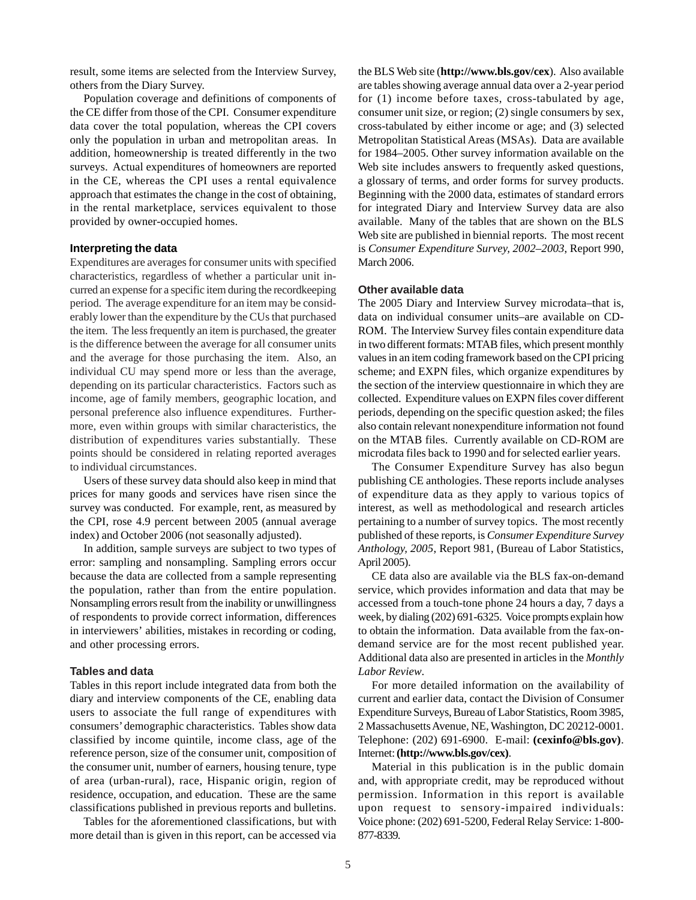result, some items are selected from the Interview Survey, others from the Diary Survey.

Population coverage and definitions of components of the CE differ from those of the CPI. Consumer expenditure data cover the total population, whereas the CPI covers only the population in urban and metropolitan areas. In addition, homeownership is treated differently in the two surveys. Actual expenditures of homeowners are reported in the CE, whereas the CPI uses a rental equivalence approach that estimates the change in the cost of obtaining, in the rental marketplace, services equivalent to those provided by owner-occupied homes.

### Interpreting the data

Expenditures are averages for consumer units with specified characteristics, regardless of whether a particular unit incurred an expense for a specific item during the recordkeeping period. The average expenditure for an item may be considerably lower than the expenditure by the CUs that purchased the item. The less frequently an item is purchased, the greater is the difference between the average for all consumer units and the average for those purchasing the item. Also, an individual CU may spend more or less than the average, depending on its particular characteristics. Factors such as income, age of family members, geographic location, and personal preference also influence expenditures. Furthermore, even within groups with similar characteristics, the distribution of expenditures varies substantially. These points should be considered in relating reported averages to individual circumstances.

Users of these survey data should also keep in mind that prices for many goods and services have risen since the survey was conducted. For example, rent, as measured by the CPI, rose 4.9 percent between 2005 (annual average index) and October 2006 (not seasonally adjusted).

In addition, sample surveys are subject to two types of error: sampling and nonsampling. Sampling errors occur because the data are collected from a sample representing the population, rather than from the entire population. Nonsampling errors result from the inability or unwillingness of respondents to provide correct information, differences in interviewers' abilities, mistakes in recording or coding, and other processing errors.

### Tables and data

Tables in this report include integrated data from both the diary and interview components of the CE, enabling data users to associate the full range of expenditures with consumers' demographic characteristics. Tables show data classified by income quintile, income class, age of the reference person, size of the consumer unit, composition of the consumer unit, number of earners, housing tenure, type of area (urban-rural), race, Hispanic origin, region of residence, occupation, and education. These are the same classifications published in previous reports and bulletins.

Tables for the aforementioned classifications, but with more detail than is given in this report, can be accessed via the BLS Web site (**http://www.bls.gov/cex**). Also available are tables showing average annual data over a 2-year period for (1) income before taxes, cross-tabulated by age, consumer unit size, or region; (2) single consumers by sex, cross-tabulated by either income or age; and (3) selected Metropolitan Statistical Areas (MSAs). Data are available for 1984–2005. Other survey information available on the Web site includes answers to frequently asked questions, a glossary of terms, and order forms for survey products. Beginning with the 2000 data, estimates of standard errors for integrated Diary and Interview Survey data are also available. Many of the tables that are shown on the BLS Web site are published in biennial reports. The most recent is *Consumer Expenditure Survey, 2002–2003*, Report 990, March 2006.

### Other available data

The 2005 Diary and Interview Survey microdata–that is, data on individual consumer units–are available on CD-ROM. The Interview Survey files contain expenditure data in two different formats: MTAB files, which present monthly values in an item coding framework based on the CPI pricing scheme; and EXPN files, which organize expenditures by the section of the interview questionnaire in which they are collected. Expenditure values on EXPN files cover different periods, depending on the specific question asked; the files also contain relevant nonexpenditure information not found on the MTAB files. Currently available on CD-ROM are microdata files back to 1990 and for selected earlier years.

The Consumer Expenditure Survey has also begun publishing CE anthologies. These reports include analyses of expenditure data as they apply to various topics of interest, as well as methodological and research articles pertaining to a number of survey topics. The most recently published of these reports, is *Consumer Expenditure Survey Anthology, 2005*, Report 981, (Bureau of Labor Statistics, April 2005).

CE data also are available via the BLS fax-on-demand service, which provides information and data that may be accessed from a touch-tone phone 24 hours a day, 7 days a week, by dialing (202) 691-6325. Voice prompts explain how to obtain the information. Data available from the fax-on-demand service are for the most recent published year. Additional data also are presented in articles in the *Monthly Labor Review*.

For more detailed information on the availability of current and earlier data, contact the Division of Consumer Expenditure Surveys, Bureau of Labor Statistics, Room 3985, 2 Massachusetts Avenue, NE, Washington, DC 20212-0001. Telephone: (202) 691-6900. E-mail: **(cexinfo@bls.gov)**. Internet: **(http://www.bls.gov/cex)**.

Material in this publication is in the public domain and, with appropriate credit, may be reproduced without permission. Information in this report is available upon request to sensory-impaired individuals: Voice phone: (202) 691-5200, Federal Relay Service: 1-800-877-8339.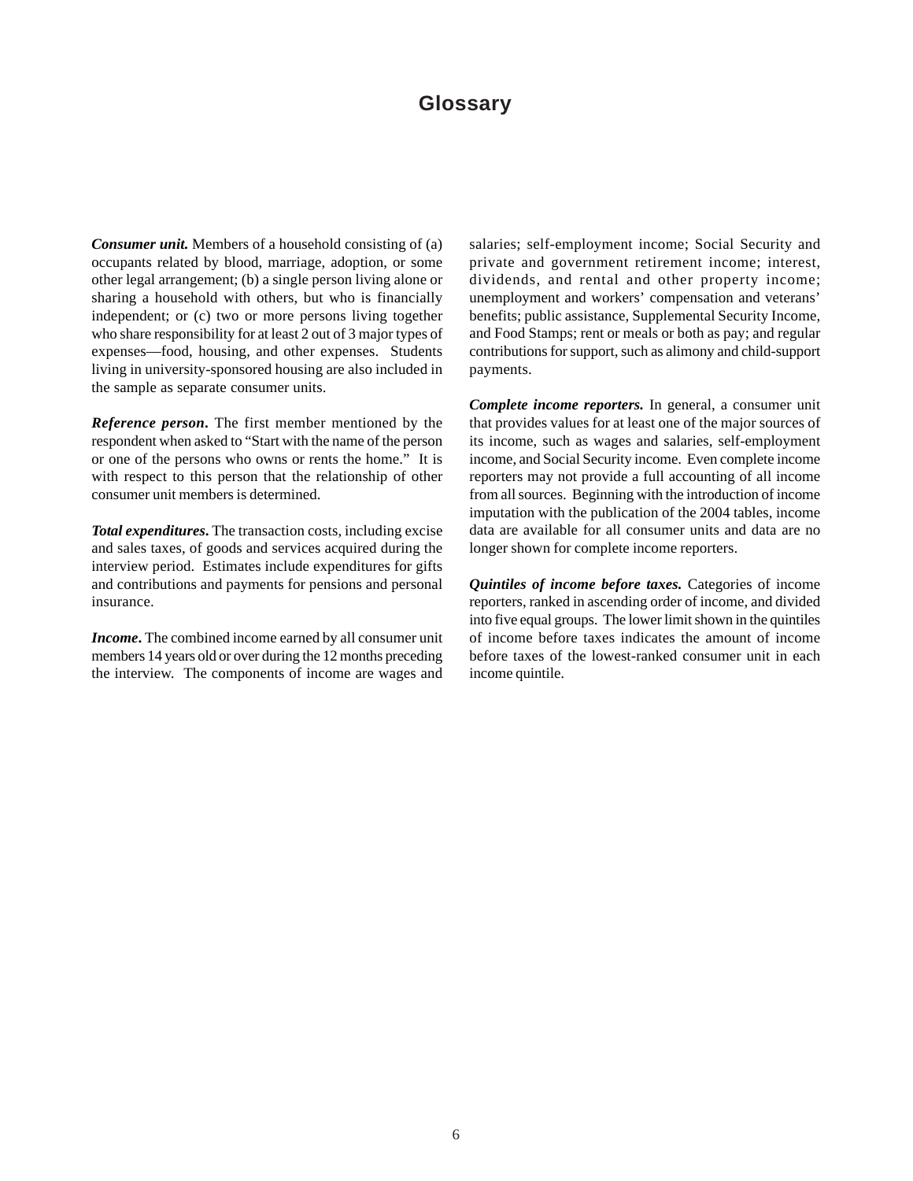# Glossary

***Consumer unit.*** Members of a household consisting of (a) occupants related by blood, marriage, adoption, or some other legal arrangement; (b) a single person living alone or sharing a household with others, but who is financially independent; or (c) two or more persons living together who share responsibility for at least 2 out of 3 major types of expenses—food, housing, and other expenses. Students living in university-sponsored housing are also included in the sample as separate consumer units.

***Reference person.*** The first member mentioned by the respondent when asked to "Start with the name of the person or one of the persons who owns or rents the home." It is with respect to this person that the relationship of other consumer unit members is determined.

***Total expenditures.*** The transaction costs, including excise and sales taxes, of goods and services acquired during the interview period. Estimates include expenditures for gifts and contributions and payments for pensions and personal insurance.

***Income.*** The combined income earned by all consumer unit members 14 years old or over during the 12 months preceding the interview. The components of income are wages and salaries; self-employment income; Social Security and private and government retirement income; interest, dividends, and rental and other property income; unemployment and workers' compensation and veterans' benefits; public assistance, Supplemental Security Income, and Food Stamps; rent or meals or both as pay; and regular contributions for support, such as alimony and child-support payments.

***Complete income reporters.*** In general, a consumer unit that provides values for at least one of the major sources of its income, such as wages and salaries, self-employment income, and Social Security income. Even complete income reporters may not provide a full accounting of all income from all sources. Beginning with the introduction of income imputation with the publication of the 2004 tables, income data are available for all consumer units and data are no longer shown for complete income reporters.

***Quintiles of income before taxes.*** Categories of income reporters, ranked in ascending order of income, and divided into five equal groups. The lower limit shown in the quintiles of income before taxes indicates the amount of income before taxes of the lowest-ranked consumer unit in each income quintile.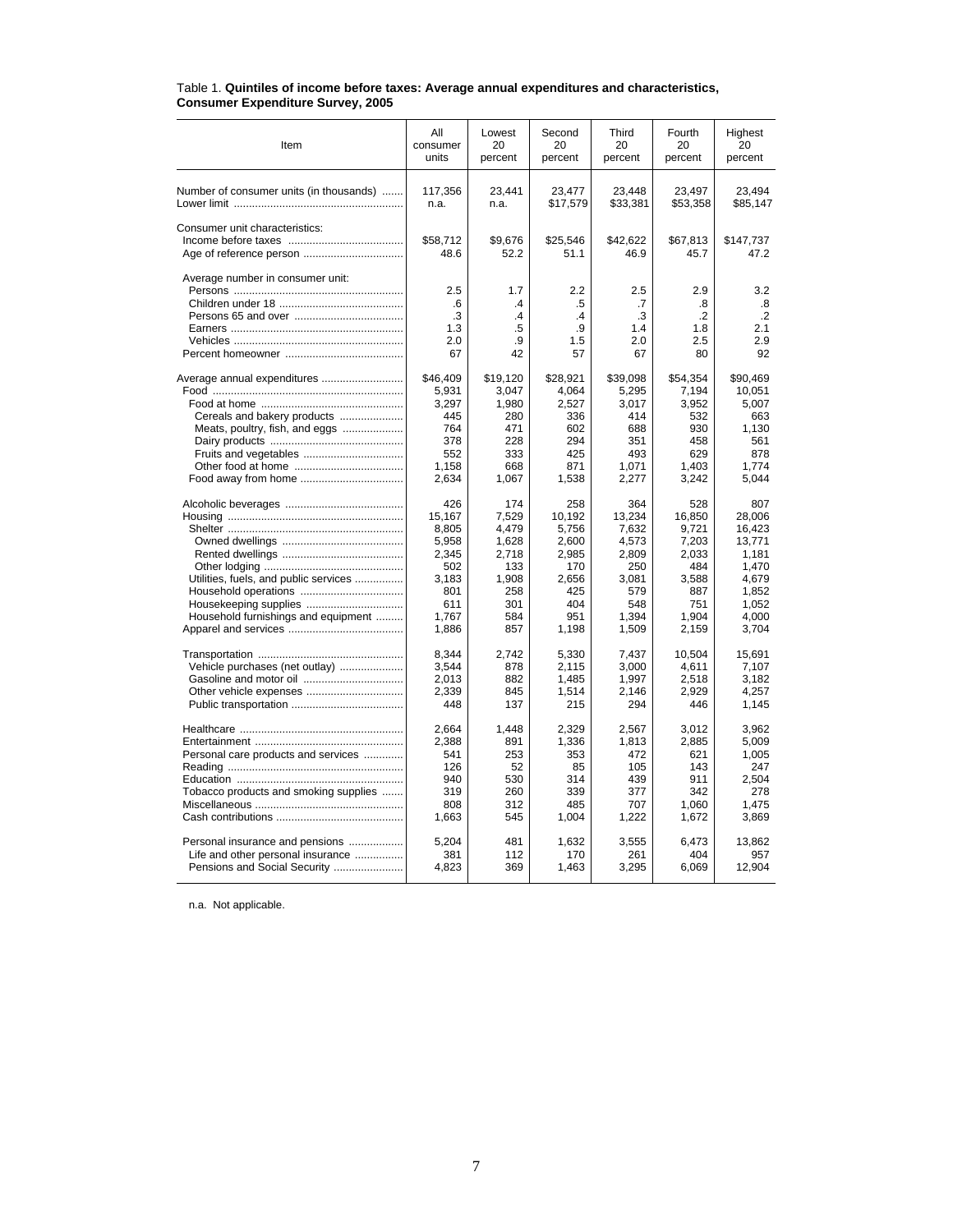Table 1. **Quintiles of income before taxes: Average annual expenditures and characteristics, Consumer Expenditure Survey, 2005**

| Item | All consumer units | Lowest 20 percent | Second 20 percent | Third 20 percent | Fourth 20 percent | Highest 20 percent |
|---|---|---|---|---|---|---|
| Number of consumer units (in thousands) | 117,356 | 23,441 | 23,477 | 23,448 | 23,497 | 23,494 |
| Lower limit | n.a. | n.a. | $17,579 | $33,381 | $53,358 | $85,147 |
| Consumer unit characteristics: | | | | | | |
| Income before taxes | $58,712 | $9,676 | $25,546 | $42,622 | $67,813 | $147,737 |
| Age of reference person | 48.6 | 52.2 | 51.1 | 46.9 | 45.7 | 47.2 |
| Average number in consumer unit: | | | | | | |
| Persons | 2.5 | 1.7 | 2.2 | 2.5 | 2.9 | 3.2 |
| Children under 18 | .6 | .4 | .5 | .7 | .8 | .8 |
| Persons 65 and over | .3 | .4 | .4 | .3 | .2 | .2 |
| Earners | 1.3 | .5 | .9 | 1.4 | 1.8 | 2.1 |
| Vehicles | 2.0 | .9 | 1.5 | 2.0 | 2.5 | 2.9 |
| Percent homeowner | 67 | 42 | 57 | 67 | 80 | 92 |
| Average annual expenditures | $46,409 | $19,120 | $28,921 | $39,098 | $54,354 | $90,469 |
| Food | 5,931 | 3,047 | 4,064 | 5,295 | 7,194 | 10,051 |
| Food at home | 3,297 | 1,980 | 2,527 | 3,017 | 3,952 | 5,007 |
| Cereals and bakery products | 445 | 280 | 336 | 414 | 532 | 663 |
| Meats, poultry, fish, and eggs | 764 | 471 | 602 | 688 | 930 | 1,130 |
| Dairy products | 378 | 228 | 294 | 351 | 458 | 561 |
| Fruits and vegetables | 552 | 333 | 425 | 493 | 629 | 878 |
| Other food at home | 1,158 | 668 | 871 | 1,071 | 1,403 | 1,774 |
| Food away from home | 2,634 | 1,067 | 1,538 | 2,277 | 3,242 | 5,044 |
| Alcoholic beverages | 426 | 174 | 258 | 364 | 528 | 807 |
| Housing | 15,167 | 7,529 | 10,192 | 13,234 | 16,850 | 28,006 |
| Shelter | 8,805 | 4,479 | 5,756 | 7,632 | 9,721 | 16,423 |
| Owned dwellings | 5,958 | 1,628 | 2,600 | 4,573 | 7,203 | 13,771 |
| Rented dwellings | 2,345 | 2,718 | 2,985 | 2,809 | 2,033 | 1,181 |
| Other lodging | 502 | 133 | 170 | 250 | 484 | 1,470 |
| Utilities, fuels, and public services | 3,183 | 1,908 | 2,656 | 3,081 | 3,588 | 4,679 |
| Household operations | 801 | 258 | 425 | 579 | 887 | 1,852 |
| Housekeeping supplies | 611 | 301 | 404 | 548 | 751 | 1,052 |
| Household furnishings and equipment | 1,767 | 584 | 951 | 1,394 | 1,904 | 4,000 |
| Apparel and services | 1,886 | 857 | 1,198 | 1,509 | 2,159 | 3,704 |
| Transportation | 8,344 | 2,742 | 5,330 | 7,437 | 10,504 | 15,691 |
| Vehicle purchases (net outlay) | 3,544 | 878 | 2,115 | 3,000 | 4,611 | 7,107 |
| Gasoline and motor oil | 2,013 | 882 | 1,485 | 1,997 | 2,518 | 3,182 |
| Other vehicle expenses | 2,339 | 845 | 1,514 | 2,146 | 2,929 | 4,257 |
| Public transportation | 448 | 137 | 215 | 294 | 446 | 1,145 |
| Healthcare | 2,664 | 1,448 | 2,329 | 2,567 | 3,012 | 3,962 |
| Entertainment | 2,388 | 891 | 1,336 | 1,813 | 2,885 | 5,009 |
| Personal care products and services | 541 | 253 | 353 | 472 | 621 | 1,005 |
| Reading | 126 | 52 | 85 | 105 | 143 | 247 |
| Education | 940 | 530 | 314 | 439 | 911 | 2,504 |
| Tobacco products and smoking supplies | 319 | 260 | 339 | 377 | 342 | 278 |
| Miscellaneous | 808 | 312 | 485 | 707 | 1,060 | 1,475 |
| Cash contributions | 1,663 | 545 | 1,004 | 1,222 | 1,672 | 3,869 |
| Personal insurance and pensions | 5,204 | 481 | 1,632 | 3,555 | 6,473 | 13,862 |
| Life and other personal insurance | 381 | 112 | 170 | 261 | 404 | 957 |
| Pensions and Social Security | 4,823 | 369 | 1,463 | 3,295 | 6,069 | 12,904 |

n.a. Not applicable.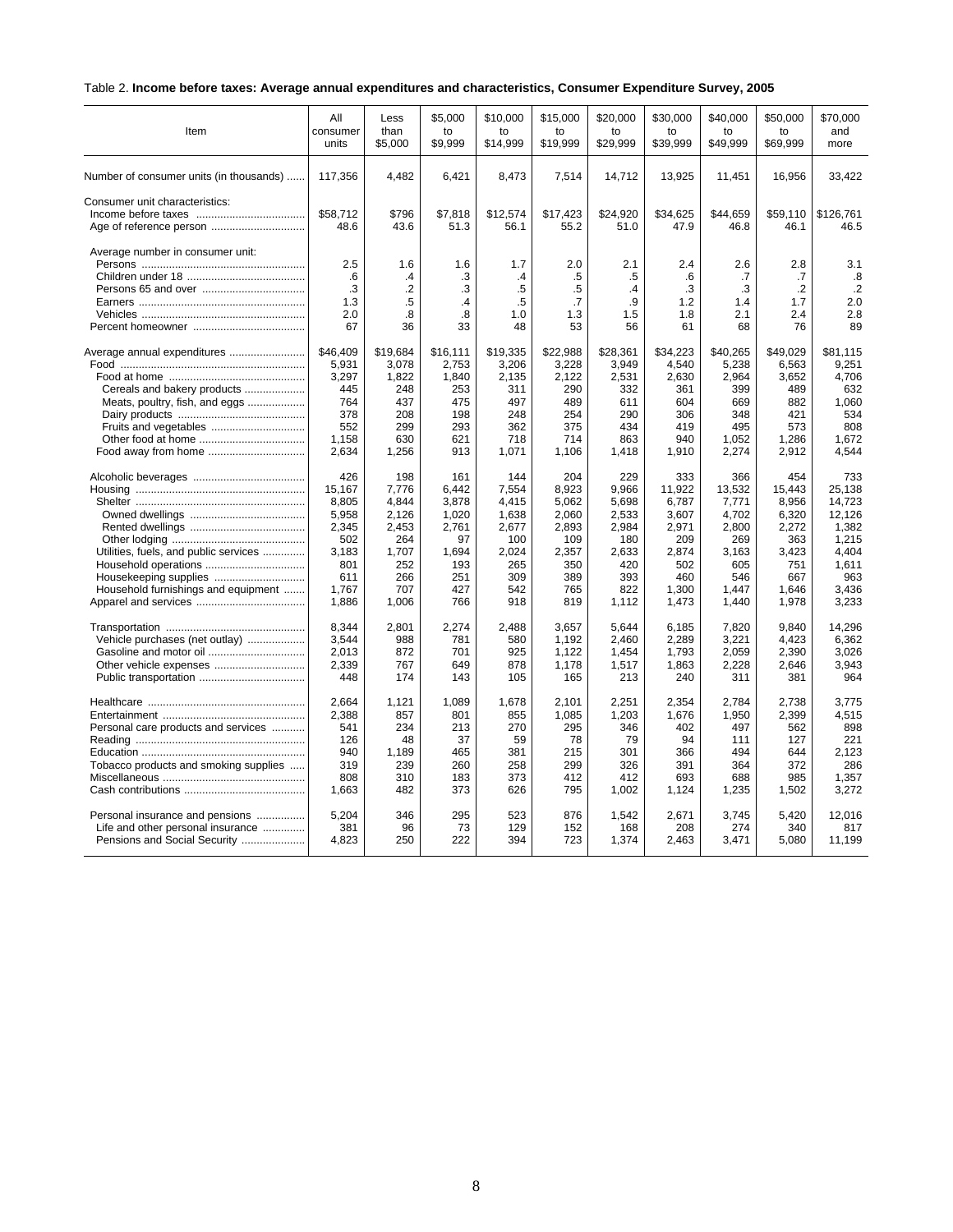Table 2. **Income before taxes: Average annual expenditures and characteristics, Consumer Expenditure Survey, 2005**

| Item | All consumer units | Less than $5,000 | $5,000 to $9,999 | $10,000 to $14,999 | $15,000 to $19,999 | $20,000 to $29,999 | $30,000 to $39,999 | $40,000 to $49,999 | $50,000 to $69,999 | $70,000 and more |
|---|---|---|---|---|---|---|---|---|---|---|
| Number of consumer units (in thousands) | 117,356 | 4,482 | 6,421 | 8,473 | 7,514 | 14,712 | 13,925 | 11,451 | 16,956 | 33,422 |
| Consumer unit characteristics: | | | | | | | | | | |
| Income before taxes | $58,712 | $796 | $7,818 | $12,574 | $17,423 | $24,920 | $34,625 | $44,659 | $59,110 | $126,761 |
| Age of reference person | 48.6 | 43.6 | 51.3 | 56.1 | 55.2 | 51.0 | 47.9 | 46.8 | 46.1 | 46.5 |
| Average number in consumer unit: | | | | | | | | | | |
| Persons | 2.5 | 1.6 | 1.6 | 1.7 | 2.0 | 2.1 | 2.4 | 2.6 | 2.8 | 3.1 |
| Children under 18 | .6 | .4 | .3 | .4 | .5 | .5 | .6 | .7 | .7 | .8 |
| Persons 65 and over | .3 | .2 | .3 | .5 | .5 | .4 | .3 | .3 | .2 | .2 |
| Earners | 1.3 | .5 | .4 | .5 | .7 | .9 | 1.2 | 1.4 | 1.7 | 2.0 |
| Vehicles | 2.0 | .8 | .8 | 1.0 | 1.3 | 1.5 | 1.8 | 2.1 | 2.4 | 2.8 |
| Percent homeowner | 67 | 36 | 33 | 48 | 53 | 56 | 61 | 68 | 76 | 89 |
| Average annual expenditures | $46,409 | $19,684 | $16,111 | $19,335 | $22,988 | $28,361 | $34,223 | $40,265 | $49,029 | $81,115 |
| Food | 5,931 | 3,078 | 2,753 | 3,206 | 3,228 | 3,949 | 4,540 | 5,238 | 6,563 | 9,251 |
| Food at home | 3,297 | 1,822 | 1,840 | 2,135 | 2,122 | 2,531 | 2,630 | 2,964 | 3,652 | 4,706 |
| Cereals and bakery products | 445 | 248 | 253 | 311 | 290 | 332 | 361 | 399 | 489 | 632 |
| Meats, poultry, fish, and eggs | 764 | 437 | 475 | 497 | 489 | 611 | 604 | 669 | 882 | 1,060 |
| Dairy products | 378 | 208 | 198 | 248 | 254 | 290 | 306 | 348 | 421 | 534 |
| Fruits and vegetables | 552 | 299 | 293 | 362 | 375 | 434 | 419 | 495 | 573 | 808 |
| Other food at home | 1,158 | 630 | 621 | 718 | 714 | 863 | 940 | 1,052 | 1,286 | 1,672 |
| Food away from home | 2,634 | 1,256 | 913 | 1,071 | 1,106 | 1,418 | 1,910 | 2,274 | 2,912 | 4,544 |
| Alcoholic beverages | 426 | 198 | 161 | 144 | 204 | 229 | 333 | 366 | 454 | 733 |
| Housing | 15,167 | 7,776 | 6,442 | 7,554 | 8,923 | 9,966 | 11,922 | 13,532 | 15,443 | 25,138 |
| Shelter | 8,805 | 4,844 | 3,878 | 4,415 | 5,062 | 5,698 | 6,787 | 7,771 | 8,956 | 14,723 |
| Owned dwellings | 5,958 | 2,126 | 1,020 | 1,638 | 2,060 | 2,533 | 3,607 | 4,702 | 6,320 | 12,126 |
| Rented dwellings | 2,345 | 2,453 | 2,761 | 2,677 | 2,893 | 2,984 | 2,971 | 2,800 | 2,272 | 1,382 |
| Other lodging | 502 | 264 | 97 | 100 | 109 | 180 | 209 | 269 | 363 | 1,215 |
| Utilities, fuels, and public services | 3,183 | 1,707 | 1,694 | 2,024 | 2,357 | 2,633 | 2,874 | 3,163 | 3,423 | 4,404 |
| Household operations | 801 | 252 | 193 | 265 | 350 | 420 | 502 | 605 | 751 | 1,611 |
| Housekeeping supplies | 611 | 266 | 251 | 309 | 389 | 393 | 460 | 546 | 667 | 963 |
| Household furnishings and equipment | 1,767 | 707 | 427 | 542 | 765 | 822 | 1,300 | 1,447 | 1,646 | 3,436 |
| Apparel and services | 1,886 | 1,006 | 766 | 918 | 819 | 1,112 | 1,473 | 1,440 | 1,978 | 3,233 |
| Transportation | 8,344 | 2,801 | 2,274 | 2,488 | 3,657 | 5,644 | 6,185 | 7,820 | 9,840 | 14,296 |
| Vehicle purchases (net outlay) | 3,544 | 988 | 781 | 580 | 1,192 | 2,460 | 2,289 | 3,221 | 4,423 | 6,362 |
| Gasoline and motor oil | 2,013 | 872 | 701 | 925 | 1,122 | 1,454 | 1,793 | 2,059 | 2,390 | 3,026 |
| Other vehicle expenses | 2,339 | 767 | 649 | 878 | 1,178 | 1,517 | 1,863 | 2,228 | 2,646 | 3,943 |
| Public transportation | 448 | 174 | 143 | 105 | 165 | 213 | 240 | 311 | 381 | 964 |
| Healthcare | 2,664 | 1,121 | 1,089 | 1,678 | 2,101 | 2,251 | 2,354 | 2,784 | 2,738 | 3,775 |
| Entertainment | 2,388 | 857 | 801 | 855 | 1,085 | 1,203 | 1,676 | 1,950 | 2,399 | 4,515 |
| Personal care products and services | 541 | 234 | 213 | 270 | 295 | 346 | 402 | 497 | 562 | 898 |
| Reading | 126 | 48 | 37 | 59 | 78 | 79 | 94 | 111 | 127 | 221 |
| Education | 940 | 1,189 | 465 | 381 | 215 | 301 | 366 | 494 | 644 | 2,123 |
| Tobacco products and smoking supplies | 319 | 239 | 260 | 258 | 299 | 326 | 391 | 364 | 372 | 286 |
| Miscellaneous | 808 | 310 | 183 | 373 | 412 | 412 | 693 | 688 | 985 | 1,357 |
| Cash contributions | 1,663 | 482 | 373 | 626 | 795 | 1,002 | 1,124 | 1,235 | 1,502 | 3,272 |
| Personal insurance and pensions | 5,204 | 346 | 295 | 523 | 876 | 1,542 | 2,671 | 3,745 | 5,420 | 12,016 |
| Life and other personal insurance | 381 | 96 | 73 | 129 | 152 | 168 | 208 | 274 | 340 | 817 |
| Pensions and Social Security | 4,823 | 250 | 222 | 394 | 723 | 1,374 | 2,463 | 3,471 | 5,080 | 11,199 |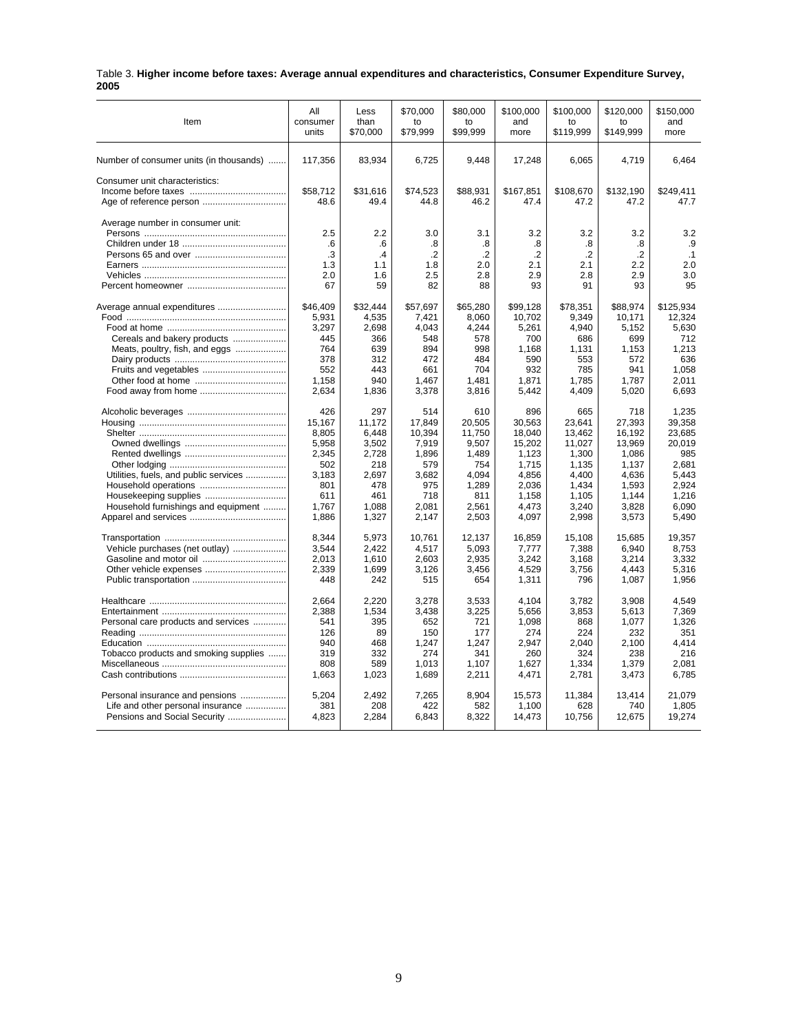Table 3. **Higher income before taxes: Average annual expenditures and characteristics, Consumer Expenditure Survey, 2005**

| Item | All consumer units | Less than $70,000 | $70,000 to $79,999 | $80,000 to $99,999 | $100,000 and more | $100,000 to $119,999 | $120,000 to $149,999 | $150,000 and more |
|---|---|---|---|---|---|---|---|---|
| Number of consumer units (in thousands) | 117,356 | 83,934 | 6,725 | 9,448 | 17,248 | 6,065 | 4,719 | 6,464 |
| Consumer unit characteristics: | | | | | | | | |
| Income before taxes | $58,712 | $31,616 | $74,523 | $88,931 | $167,851 | $108,670 | $132,190 | $249,411 |
| Age of reference person | 48.6 | 49.4 | 44.8 | 46.2 | 47.4 | 47.2 | 47.2 | 47.7 |
| Average number in consumer unit: | | | | | | | | |
| Persons | 2.5 | 2.2 | 3.0 | 3.1 | 3.2 | 3.2 | 3.2 | 3.2 |
| Children under 18 | .6 | .6 | .8 | .8 | .8 | .8 | .8 | .9 |
| Persons 65 and over | .3 | .4 | .2 | .2 | .2 | .2 | .2 | .1 |
| Earners | 1.3 | 1.1 | 1.8 | 2.0 | 2.1 | 2.1 | 2.2 | 2.0 |
| Vehicles | 2.0 | 1.6 | 2.5 | 2.8 | 2.9 | 2.8 | 2.9 | 3.0 |
| Percent homeowner | 67 | 59 | 82 | 88 | 93 | 91 | 93 | 95 |
| Average annual expenditures | $46,409 | $32,444 | $57,697 | $65,280 | $99,128 | $78,351 | $88,974 | $125,934 |
| Food | 5,931 | 4,535 | 7,421 | 8,060 | 10,702 | 9,349 | 10,171 | 12,324 |
| Food at home | 3,297 | 2,698 | 4,043 | 4,244 | 5,261 | 4,940 | 5,152 | 5,630 |
| Cereals and bakery products | 445 | 366 | 548 | 578 | 700 | 686 | 699 | 712 |
| Meats, poultry, fish, and eggs | 764 | 639 | 894 | 998 | 1,168 | 1,131 | 1,153 | 1,213 |
| Dairy products | 378 | 312 | 472 | 484 | 590 | 553 | 572 | 636 |
| Fruits and vegetables | 552 | 443 | 661 | 704 | 932 | 785 | 941 | 1,058 |
| Other food at home | 1,158 | 940 | 1,467 | 1,481 | 1,871 | 1,785 | 1,787 | 2,011 |
| Food away from home | 2,634 | 1,836 | 3,378 | 3,816 | 5,442 | 4,409 | 5,020 | 6,693 |
| Alcoholic beverages | 426 | 297 | 514 | 610 | 896 | 665 | 718 | 1,235 |
| Housing | 15,167 | 11,172 | 17,849 | 20,505 | 30,563 | 23,641 | 27,393 | 39,358 |
| Shelter | 8,805 | 6,448 | 10,394 | 11,750 | 18,040 | 13,462 | 16,192 | 23,685 |
| Owned dwellings | 5,958 | 3,502 | 7,919 | 9,507 | 15,202 | 11,027 | 13,969 | 20,019 |
| Rented dwellings | 2,345 | 2,728 | 1,896 | 1,489 | 1,123 | 1,300 | 1,086 | 985 |
| Other lodging | 502 | 218 | 579 | 754 | 1,715 | 1,135 | 1,137 | 2,681 |
| Utilities, fuels, and public services | 3,183 | 2,697 | 3,682 | 4,094 | 4,856 | 4,400 | 4,636 | 5,443 |
| Household operations | 801 | 478 | 975 | 1,289 | 2,036 | 1,434 | 1,593 | 2,924 |
| Housekeeping supplies | 611 | 461 | 718 | 811 | 1,158 | 1,105 | 1,144 | 1,216 |
| Household furnishings and equipment | 1,767 | 1,088 | 2,081 | 2,561 | 4,473 | 3,240 | 3,828 | 6,090 |
| Apparel and services | 1,886 | 1,327 | 2,147 | 2,503 | 4,097 | 2,998 | 3,573 | 5,490 |
| Transportation | 8,344 | 5,973 | 10,761 | 12,137 | 16,859 | 15,108 | 15,685 | 19,357 |
| Vehicle purchases (net outlay) | 3,544 | 2,422 | 4,517 | 5,093 | 7,777 | 7,388 | 6,940 | 8,753 |
| Gasoline and motor oil | 2,013 | 1,610 | 2,603 | 2,935 | 3,242 | 3,168 | 3,214 | 3,332 |
| Other vehicle expenses | 2,339 | 1,699 | 3,126 | 3,456 | 4,529 | 3,756 | 4,443 | 5,316 |
| Public transportation | 448 | 242 | 515 | 654 | 1,311 | 796 | 1,087 | 1,956 |
| Healthcare | 2,664 | 2,220 | 3,278 | 3,533 | 4,104 | 3,782 | 3,908 | 4,549 |
| Entertainment | 2,388 | 1,534 | 3,438 | 3,225 | 5,656 | 3,853 | 5,613 | 7,369 |
| Personal care products and services | 541 | 395 | 652 | 721 | 1,098 | 868 | 1,077 | 1,326 |
| Reading | 126 | 89 | 150 | 177 | 274 | 224 | 232 | 351 |
| Education | 940 | 468 | 1,247 | 1,247 | 2,947 | 2,040 | 2,100 | 4,414 |
| Tobacco products and smoking supplies | 319 | 332 | 274 | 341 | 260 | 324 | 238 | 216 |
| Miscellaneous | 808 | 589 | 1,013 | 1,107 | 1,627 | 1,334 | 1,379 | 2,081 |
| Cash contributions | 1,663 | 1,023 | 1,689 | 2,211 | 4,471 | 2,781 | 3,473 | 6,785 |
| Personal insurance and pensions | 5,204 | 2,492 | 7,265 | 8,904 | 15,573 | 11,384 | 13,414 | 21,079 |
| Life and other personal insurance | 381 | 208 | 422 | 582 | 1,100 | 628 | 740 | 1,805 |
| Pensions and Social Security | 4,823 | 2,284 | 6,843 | 8,322 | 14,473 | 10,756 | 12,675 | 19,274 |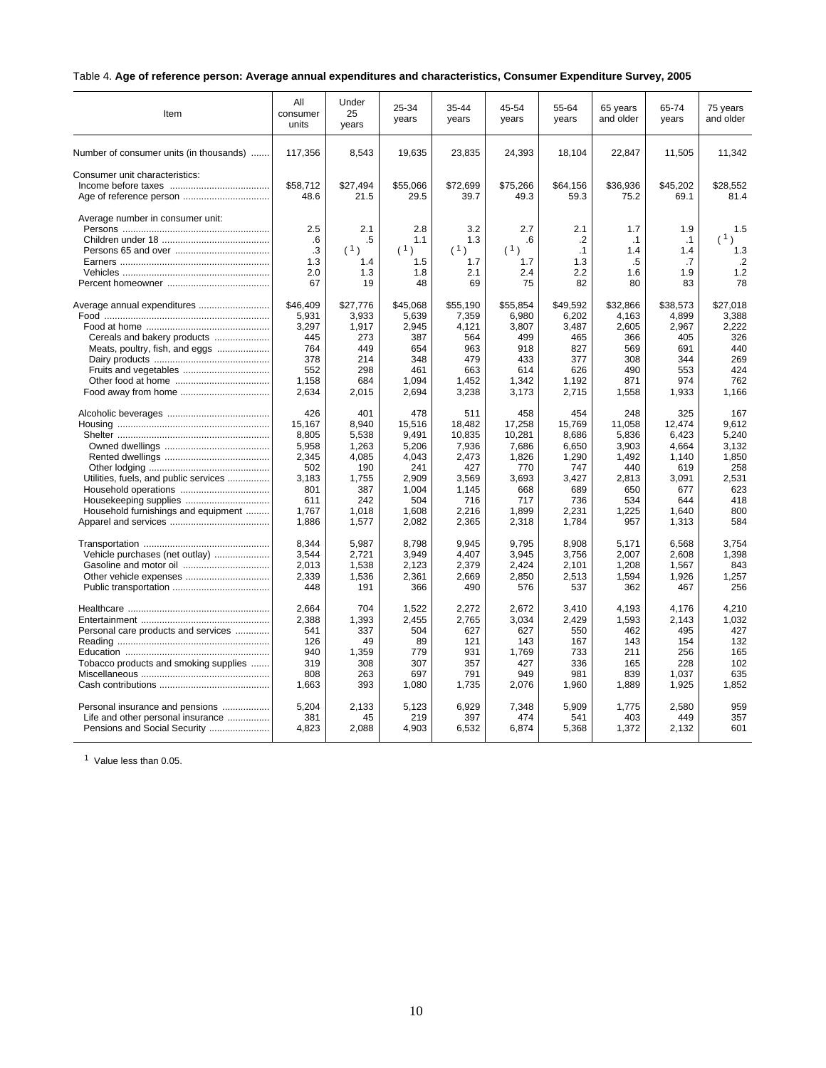Table 4. **Age of reference person: Average annual expenditures and characteristics, Consumer Expenditure Survey, 2005**

| Item | All consumer units | Under 25 years | 25-34 years | 35-44 years | 45-54 years | 55-64 years | 65 years and older | 65-74 years | 75 years and older |
|---|---|---|---|---|---|---|---|---|---|
| Number of consumer units (in thousands) | 117,356 | 8,543 | 19,635 | 23,835 | 24,393 | 18,104 | 22,847 | 11,505 | 11,342 |
| Consumer unit characteristics: | | | | | | | | | |
| Income before taxes | $58,712 | $27,494 | $55,066 | $72,699 | $75,266 | $64,156 | $36,936 | $45,202 | $28,552 |
| Age of reference person | 48.6 | 21.5 | 29.5 | 39.7 | 49.3 | 59.3 | 75.2 | 69.1 | 81.4 |
| Average number in consumer unit: | | | | | | | | | |
| Persons | 2.5 | 2.1 | 2.8 | 3.2 | 2.7 | 2.1 | 1.7 | 1.9 | 1.5 |
| Children under 18 | .6 | .5 | 1.1 | 1.3 | .6 | .2 | .1 | .1 | ([1]) |
| Persons 65 and over | .3 | ([1]) | ([1]) | ([1]) | ([1]) | .1 | 1.4 | 1.4 | 1.3 |
| Earners | 1.3 | 1.4 | 1.5 | 1.7 | 1.7 | 1.3 | .5 | .7 | .2 |
| Vehicles | 2.0 | 1.3 | 1.8 | 2.1 | 2.4 | 2.2 | 1.6 | 1.9 | 1.2 |
| Percent homeowner | 67 | 19 | 48 | 69 | 75 | 82 | 80 | 83 | 78 |
| Average annual expenditures | $46,409 | $27,776 | $45,068 | $55,190 | $55,854 | $49,592 | $32,866 | $38,573 | $27,018 |
| Food | 5,931 | 3,933 | 5,639 | 7,359 | 6,980 | 6,202 | 4,163 | 4,899 | 3,388 |
| Food at home | 3,297 | 1,917 | 2,945 | 4,121 | 3,807 | 3,487 | 2,605 | 2,967 | 2,222 |
| Cereals and bakery products | 445 | 273 | 387 | 564 | 499 | 465 | 366 | 405 | 326 |
| Meats, poultry, fish, and eggs | 764 | 449 | 654 | 963 | 918 | 827 | 569 | 691 | 440 |
| Dairy products | 378 | 214 | 348 | 479 | 433 | 377 | 308 | 344 | 269 |
| Fruits and vegetables | 552 | 298 | 461 | 663 | 614 | 626 | 490 | 553 | 424 |
| Other food at home | 1,158 | 684 | 1,094 | 1,452 | 1,342 | 1,192 | 871 | 974 | 762 |
| Food away from home | 2,634 | 2,015 | 2,694 | 3,238 | 3,173 | 2,715 | 1,558 | 1,933 | 1,166 |
| Alcoholic beverages | 426 | 401 | 478 | 511 | 458 | 454 | 248 | 325 | 167 |
| Housing | 15,167 | 8,940 | 15,516 | 18,482 | 17,258 | 15,769 | 11,058 | 12,474 | 9,612 |
| Shelter | 8,805 | 5,538 | 9,491 | 10,835 | 10,281 | 8,686 | 5,836 | 6,423 | 5,240 |
| Owned dwellings | 5,958 | 1,263 | 5,206 | 7,936 | 7,686 | 6,650 | 3,903 | 4,664 | 3,132 |
| Rented dwellings | 2,345 | 4,085 | 4,043 | 2,473 | 1,826 | 1,290 | 1,492 | 1,140 | 1,850 |
| Other lodging | 502 | 190 | 241 | 427 | 770 | 747 | 440 | 619 | 258 |
| Utilities, fuels, and public services | 3,183 | 1,755 | 2,909 | 3,569 | 3,693 | 3,427 | 2,813 | 3,091 | 2,531 |
| Household operations | 801 | 387 | 1,004 | 1,145 | 668 | 689 | 650 | 677 | 623 |
| Housekeeping supplies | 611 | 242 | 504 | 716 | 717 | 736 | 534 | 644 | 418 |
| Household furnishings and equipment | 1,767 | 1,018 | 1,608 | 2,216 | 1,899 | 2,231 | 1,225 | 1,640 | 800 |
| Apparel and services | 1,886 | 1,577 | 2,082 | 2,365 | 2,318 | 1,784 | 957 | 1,313 | 584 |
| Transportation | 8,344 | 5,987 | 8,798 | 9,945 | 9,795 | 8,908 | 5,171 | 6,568 | 3,754 |
| Vehicle purchases (net outlay) | 3,544 | 2,721 | 3,949 | 4,407 | 3,945 | 3,756 | 2,007 | 2,608 | 1,398 |
| Gasoline and motor oil | 2,013 | 1,538 | 2,123 | 2,379 | 2,424 | 2,101 | 1,208 | 1,567 | 843 |
| Other vehicle expenses | 2,339 | 1,536 | 2,361 | 2,669 | 2,850 | 2,513 | 1,594 | 1,926 | 1,257 |
| Public transportation | 448 | 191 | 366 | 490 | 576 | 537 | 362 | 467 | 256 |
| Healthcare | 2,664 | 704 | 1,522 | 2,272 | 2,672 | 3,410 | 4,193 | 4,176 | 4,210 |
| Entertainment | 2,388 | 1,393 | 2,455 | 2,765 | 3,034 | 2,429 | 1,593 | 2,143 | 1,032 |
| Personal care products and services | 541 | 337 | 504 | 627 | 627 | 550 | 462 | 495 | 427 |
| Reading | 126 | 49 | 89 | 121 | 143 | 167 | 143 | 154 | 132 |
| Education | 940 | 1,359 | 779 | 931 | 1,769 | 733 | 211 | 256 | 165 |
| Tobacco products and smoking supplies | 319 | 308 | 307 | 357 | 427 | 336 | 165 | 228 | 102 |
| Miscellaneous | 808 | 263 | 697 | 791 | 949 | 981 | 839 | 1,037 | 635 |
| Cash contributions | 1,663 | 393 | 1,080 | 1,735 | 2,076 | 1,960 | 1,889 | 1,925 | 1,852 |
| Personal insurance and pensions | 5,204 | 2,133 | 5,123 | 6,929 | 7,348 | 5,909 | 1,775 | 2,580 | 959 |
| Life and other personal insurance | 381 | 45 | 219 | 397 | 474 | 541 | 403 | 449 | 357 |
| Pensions and Social Security | 4,823 | 2,088 | 4,903 | 6,532 | 6,874 | 5,368 | 1,372 | 2,132 | 601 |

[1] Value less than 0.05.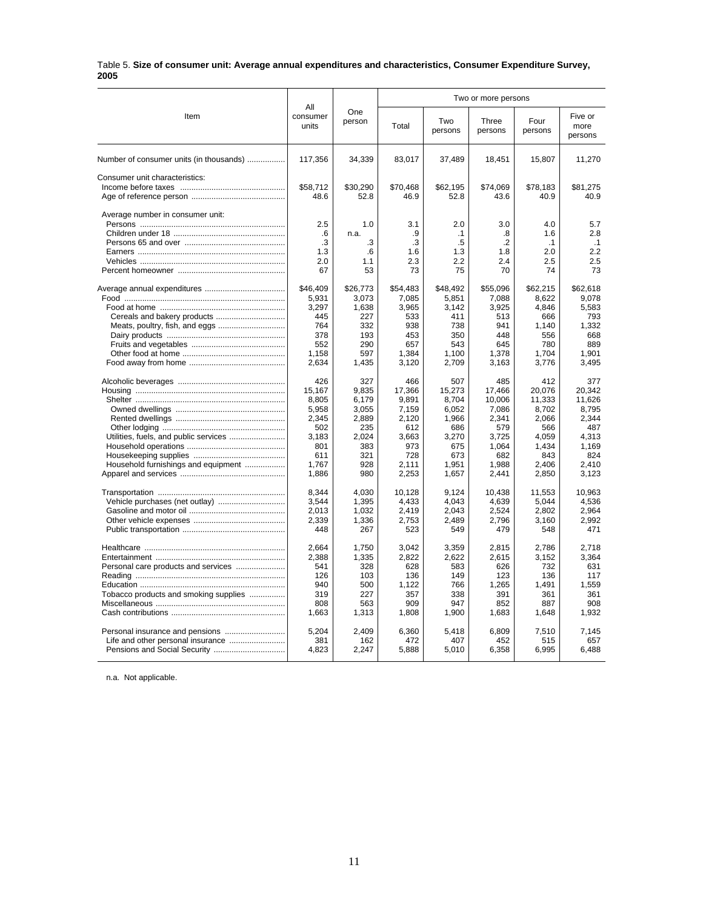Table 5. **Size of consumer unit: Average annual expenditures and characteristics, Consumer Expenditure Survey, 2005**

| Item | All consumer units | One person | Two or more persons | | | | |
|---|---|---|---|---|---|---|---|
| | | | Total | Two persons | Three persons | Four persons | Five or more persons |
| Number of consumer units (in thousands) | 117,356 | 34,339 | 83,017 | 37,489 | 18,451 | 15,807 | 11,270 |
| Consumer unit characteristics: | | | | | | | |
| Income before taxes | $58,712 | $30,290 | $70,468 | $62,195 | $74,069 | $78,183 | $81,275 |
| Age of reference person | 48.6 | 52.8 | 46.9 | 52.8 | 43.6 | 40.9 | 40.9 |
| Average number in consumer unit: | | | | | | | |
| Persons | 2.5 | 1.0 | 3.1 | 2.0 | 3.0 | 4.0 | 5.7 |
| Children under 18 | .6 | n.a. | .9 | .1 | .8 | 1.6 | 2.8 |
| Persons 65 and over | .3 | .3 | .3 | .5 | .2 | .1 | .1 |
| Earners | 1.3 | .6 | 1.6 | 1.3 | 1.8 | 2.0 | 2.2 |
| Vehicles | 2.0 | 1.1 | 2.3 | 2.2 | 2.4 | 2.5 | 2.5 |
| Percent homeowner | 67 | 53 | 73 | 75 | 70 | 74 | 73 |
| Average annual expenditures | $46,409 | $26,773 | $54,483 | $48,492 | $55,096 | $62,215 | $62,618 |
| Food | 5,931 | 3,073 | 7,085 | 5,851 | 7,088 | 8,622 | 9,078 |
| Food at home | 3,297 | 1,638 | 3,965 | 3,142 | 3,925 | 4,846 | 5,583 |
| Cereals and bakery products | 445 | 227 | 533 | 411 | 513 | 666 | 793 |
| Meats, poultry, fish, and eggs | 764 | 332 | 938 | 738 | 941 | 1,140 | 1,332 |
| Dairy products | 378 | 193 | 453 | 350 | 448 | 556 | 668 |
| Fruits and vegetables | 552 | 290 | 657 | 543 | 645 | 780 | 889 |
| Other food at home | 1,158 | 597 | 1,384 | 1,100 | 1,378 | 1,704 | 1,901 |
| Food away from home | 2,634 | 1,435 | 3,120 | 2,709 | 3,163 | 3,776 | 3,495 |
| Alcoholic beverages | 426 | 327 | 466 | 507 | 485 | 412 | 377 |
| Housing | 15,167 | 9,835 | 17,366 | 15,273 | 17,466 | 20,076 | 20,342 |
| Shelter | 8,805 | 6,179 | 9,891 | 8,704 | 10,006 | 11,333 | 11,626 |
| Owned dwellings | 5,958 | 3,055 | 7,159 | 6,052 | 7,086 | 8,702 | 8,795 |
| Rented dwellings | 2,345 | 2,889 | 2,120 | 1,966 | 2,341 | 2,066 | 2,344 |
| Other lodging | 502 | 235 | 612 | 686 | 579 | 566 | 487 |
| Utilities, fuels, and public services | 3,183 | 2,024 | 3,663 | 3,270 | 3,725 | 4,059 | 4,313 |
| Household operations | 801 | 383 | 973 | 675 | 1,064 | 1,434 | 1,169 |
| Housekeeping supplies | 611 | 321 | 728 | 673 | 682 | 843 | 824 |
| Household furnishings and equipment | 1,767 | 928 | 2,111 | 1,951 | 1,988 | 2,406 | 2,410 |
| Apparel and services | 1,886 | 980 | 2,253 | 1,657 | 2,441 | 2,850 | 3,123 |
| Transportation | 8,344 | 4,030 | 10,128 | 9,124 | 10,438 | 11,553 | 10,963 |
| Vehicle purchases (net outlay) | 3,544 | 1,395 | 4,433 | 4,043 | 4,639 | 5,044 | 4,536 |
| Gasoline and motor oil | 2,013 | 1,032 | 2,419 | 2,043 | 2,524 | 2,802 | 2,964 |
| Other vehicle expenses | 2,339 | 1,336 | 2,753 | 2,489 | 2,796 | 3,160 | 2,992 |
| Public transportation | 448 | 267 | 523 | 549 | 479 | 548 | 471 |
| Healthcare | 2,664 | 1,750 | 3,042 | 3,359 | 2,815 | 2,786 | 2,718 |
| Entertainment | 2,388 | 1,335 | 2,822 | 2,622 | 2,615 | 3,152 | 3,364 |
| Personal care products and services | 541 | 328 | 628 | 583 | 626 | 732 | 631 |
| Reading | 126 | 103 | 136 | 149 | 123 | 136 | 117 |
| Education | 940 | 500 | 1,122 | 766 | 1,265 | 1,491 | 1,559 |
| Tobacco products and smoking supplies | 319 | 227 | 357 | 338 | 391 | 361 | 361 |
| Miscellaneous | 808 | 563 | 909 | 947 | 852 | 887 | 908 |
| Cash contributions | 1,663 | 1,313 | 1,808 | 1,900 | 1,683 | 1,648 | 1,932 |
| Personal insurance and pensions | 5,204 | 2,409 | 6,360 | 5,418 | 6,809 | 7,510 | 7,145 |
| Life and other personal insurance | 381 | 162 | 472 | 407 | 452 | 515 | 657 |
| Pensions and Social Security | 4,823 | 2,247 | 5,888 | 5,010 | 6,358 | 6,995 | 6,488 |

n.a. Not applicable.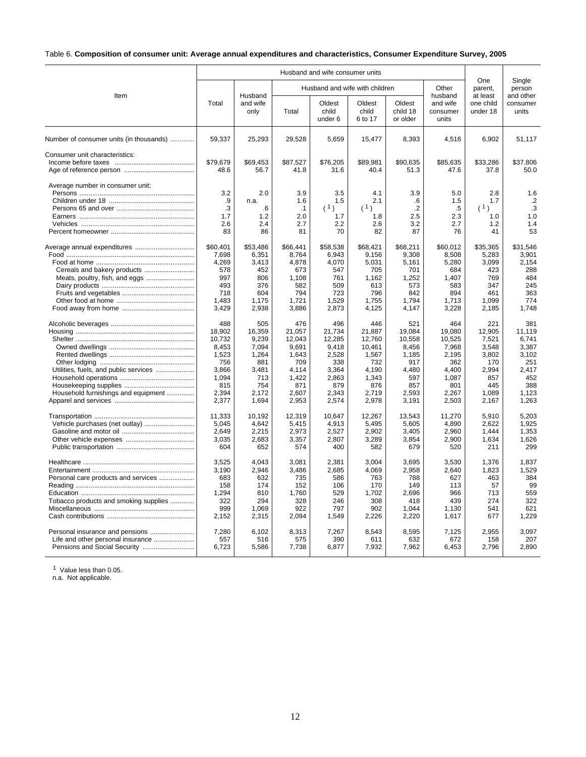Table 6. **Composition of consumer unit: Average annual expenditures and characteristics, Consumer Expenditure Survey, 2005**

| Item | Husband and wife consumer units | | | | | | | One parent, at least one child under 18 | Single person and other consumer units |
|---|---|---|---|---|---|---|---|---|---|
| | Total | Husband and wife only | Husband and wife with children | | | | Other husband and wife consumer units | | |
| | | | Total | Oldest child under 6 | Oldest child 6 to 17 | Oldest child 18 or older | | | |
| Number of consumer units (in thousands) | 59,337 | 25,293 | 29,528 | 5,659 | 15,477 | 8,393 | 4,516 | 6,902 | 51,117 |
| Consumer unit characteristics: | | | | | | | | | |
| Income before taxes | $79,679 | $69,453 | $87,527 | $76,205 | $89,981 | $90,635 | $85,635 | $33,286 | $37,806 |
| Age of reference person | 48.6 | 56.7 | 41.8 | 31.6 | 40.4 | 51.3 | 47.6 | 37.8 | 50.0 |
| Average number in consumer unit: | | | | | | | | | |
| Persons | 3.2 | 2.0 | 3.9 | 3.5 | 4.1 | 3.9 | 5.0 | 2.8 | 1.6 |
| Children under 18 | .9 | n.a. | 1.6 | 1.5 | 2.1 | .6 | 1.5 | 1.7 | .2 |
| Persons 65 and over | .3 | .6 | .1 | (1) | (1) | .2 | .5 | (1) | .3 |
| Earners | 1.7 | 1.2 | 2.0 | 1.7 | 1.8 | 2.5 | 2.3 | 1.0 | 1.0 |
| Vehicles | 2.6 | 2.4 | 2.7 | 2.2 | 2.6 | 3.2 | 2.7 | 1.2 | 1.4 |
| Percent homeowner | 83 | 86 | 81 | 70 | 82 | 87 | 76 | 41 | 53 |
| Average annual expenditures | $60,401 | $53,486 | $66,441 | $58,538 | $68,421 | $68,211 | $60,012 | $35,365 | $31,546 |
| Food | 7,698 | 6,351 | 8,764 | 6,943 | 9,156 | 9,308 | 8,508 | 5,283 | 3,901 |
| Food at home | 4,269 | 3,413 | 4,878 | 4,070 | 5,031 | 5,161 | 5,280 | 3,099 | 2,154 |
| Cereals and bakery products | 578 | 452 | 673 | 547 | 705 | 701 | 684 | 423 | 288 |
| Meats, poultry, fish, and eggs | 997 | 806 | 1,108 | 761 | 1,162 | 1,252 | 1,407 | 769 | 484 |
| Dairy products | 493 | 376 | 582 | 509 | 613 | 573 | 583 | 347 | 245 |
| Fruits and vegetables | 718 | 604 | 794 | 723 | 796 | 842 | 894 | 461 | 363 |
| Other food at home | 1,483 | 1,175 | 1,721 | 1,529 | 1,755 | 1,794 | 1,713 | 1,099 | 774 |
| Food away from home | 3,429 | 2,938 | 3,886 | 2,873 | 4,125 | 4,147 | 3,228 | 2,185 | 1,748 |
| Alcoholic beverages | 488 | 505 | 476 | 496 | 446 | 521 | 464 | 221 | 381 |
| Housing | 18,902 | 16,359 | 21,057 | 21,734 | 21,887 | 19,084 | 19,080 | 12,905 | 11,119 |
| Shelter | 10,732 | 9,239 | 12,043 | 12,285 | 12,760 | 10,558 | 10,525 | 7,521 | 6,741 |
| Owned dwellings | 8,453 | 7,094 | 9,691 | 9,418 | 10,461 | 8,456 | 7,968 | 3,548 | 3,387 |
| Rented dwellings | 1,523 | 1,264 | 1,643 | 2,528 | 1,567 | 1,185 | 2,195 | 3,802 | 3,102 |
| Other lodging | 756 | 881 | 709 | 338 | 732 | 917 | 362 | 170 | 251 |
| Utilities, fuels, and public services | 3,866 | 3,481 | 4,114 | 3,364 | 4,190 | 4,480 | 4,400 | 2,994 | 2,417 |
| Household operations | 1,094 | 713 | 1,422 | 2,863 | 1,343 | 597 | 1,087 | 857 | 452 |
| Housekeeping supplies | 815 | 754 | 871 | 879 | 876 | 857 | 801 | 445 | 388 |
| Household furnishings and equipment | 2,394 | 2,172 | 2,607 | 2,343 | 2,719 | 2,593 | 2,267 | 1,089 | 1,123 |
| Apparel and services | 2,377 | 1,694 | 2,953 | 2,574 | 2,978 | 3,191 | 2,503 | 2,167 | 1,263 |
| Transportation | 11,333 | 10,192 | 12,319 | 10,647 | 12,267 | 13,543 | 11,270 | 5,910 | 5,203 |
| Vehicle purchases (net outlay) | 5,045 | 4,642 | 5,415 | 4,913 | 5,495 | 5,605 | 4,890 | 2,622 | 1,925 |
| Gasoline and motor oil | 2,649 | 2,215 | 2,973 | 2,527 | 2,902 | 3,405 | 2,960 | 1,444 | 1,353 |
| Other vehicle expenses | 3,035 | 2,683 | 3,357 | 2,807 | 3,289 | 3,854 | 2,900 | 1,634 | 1,626 |
| Public transportation | 604 | 652 | 574 | 400 | 582 | 679 | 520 | 211 | 299 |
| Healthcare | 3,525 | 4,043 | 3,081 | 2,381 | 3,004 | 3,695 | 3,530 | 1,376 | 1,837 |
| Entertainment | 3,190 | 2,946 | 3,486 | 2,685 | 4,069 | 2,958 | 2,640 | 1,823 | 1,529 |
| Personal care products and services | 683 | 632 | 735 | 586 | 763 | 788 | 627 | 463 | 384 |
| Reading | 158 | 174 | 152 | 106 | 170 | 149 | 113 | 57 | 99 |
| Education | 1,294 | 810 | 1,760 | 529 | 1,702 | 2,696 | 966 | 713 | 559 |
| Tobacco products and smoking supplies | 322 | 294 | 328 | 246 | 308 | 418 | 439 | 274 | 322 |
| Miscellaneous | 999 | 1,069 | 922 | 797 | 902 | 1,044 | 1,130 | 541 | 621 |
| Cash contributions | 2,152 | 2,315 | 2,094 | 1,549 | 2,226 | 2,220 | 1,617 | 677 | 1,229 |
| Personal insurance and pensions | 7,280 | 6,102 | 8,313 | 7,267 | 8,543 | 8,595 | 7,125 | 2,955 | 3,097 |
| Life and other personal insurance | 557 | 516 | 575 | 390 | 611 | 632 | 672 | 158 | 207 |
| Pensions and Social Security | 6,723 | 5,586 | 7,738 | 6,877 | 7,932 | 7,962 | 6,453 | 2,796 | 2,890 |

[1] Value less than 0.05.
n.a. Not applicable.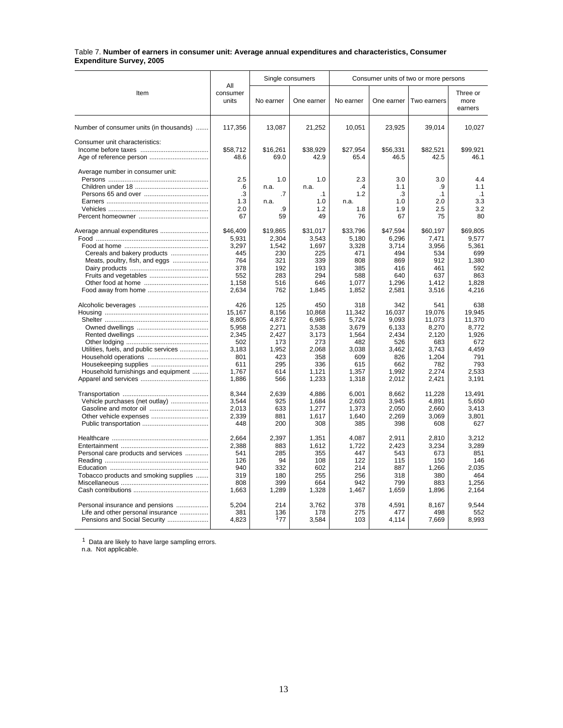Table 7. **Number of earners in consumer unit: Average annual expenditures and characteristics, Consumer Expenditure Survey, 2005**

| Item | All consumer units | Single consumers | | Consumer units of two or more persons | | | |
|---|---|---|---|---|---|---|---|
| | | No earner | One earner | No earner | One earner | Two earners | Three or more earners |
| Number of consumer units (in thousands) | 117,356 | 13,087 | 21,252 | 10,051 | 23,925 | 39,014 | 10,027 |
| Consumer unit characteristics: | | | | | | | |
| Income before taxes | $58,712 | $16,261 | $38,929 | $27,954 | $56,331 | $82,521 | $99,921 |
| Age of reference person | 48.6 | 69.0 | 42.9 | 65.4 | 46.5 | 42.5 | 46.1 |
| Average number in consumer unit: | | | | | | | |
| Persons | 2.5 | 1.0 | 1.0 | 2.3 | 3.0 | 3.0 | 4.4 |
| Children under 18 | .6 | n.a. | n.a. | .4 | 1.1 | .9 | 1.1 |
| Persons 65 and over | .3 | .7 | .1 | 1.2 | .3 | .1 | .1 |
| Earners | 1.3 | n.a. | 1.0 | n.a. | 1.0 | 2.0 | 3.3 |
| Vehicles | 2.0 | .9 | 1.2 | 1.8 | 1.9 | 2.5 | 3.2 |
| Percent homeowner | 67 | 59 | 49 | 76 | 67 | 75 | 80 |
| Average annual expenditures | $46,409 | $19,865 | $31,017 | $33,796 | $47,594 | $60,197 | $69,805 |
| Food | 5,931 | 2,304 | 3,543 | 5,180 | 6,296 | 7,471 | 9,577 |
| Food at home | 3,297 | 1,542 | 1,697 | 3,328 | 3,714 | 3,956 | 5,361 |
| Cereals and bakery products | 445 | 230 | 225 | 471 | 494 | 534 | 699 |
| Meats, poultry, fish, and eggs | 764 | 321 | 339 | 808 | 869 | 912 | 1,380 |
| Dairy products | 378 | 192 | 193 | 385 | 416 | 461 | 592 |
| Fruits and vegetables | 552 | 283 | 294 | 588 | 640 | 637 | 863 |
| Other food at home | 1,158 | 516 | 646 | 1,077 | 1,296 | 1,412 | 1,828 |
| Food away from home | 2,634 | 762 | 1,845 | 1,852 | 2,581 | 3,516 | 4,216 |
| Alcoholic beverages | 426 | 125 | 450 | 318 | 342 | 541 | 638 |
| Housing | 15,167 | 8,156 | 10,868 | 11,342 | 16,037 | 19,076 | 19,945 |
| Shelter | 8,805 | 4,872 | 6,985 | 5,724 | 9,093 | 11,073 | 11,370 |
| Owned dwellings | 5,958 | 2,271 | 3,538 | 3,679 | 6,133 | 8,270 | 8,772 |
| Rented dwellings | 2,345 | 2,427 | 3,173 | 1,564 | 2,434 | 2,120 | 1,926 |
| Other lodging | 502 | 173 | 273 | 482 | 526 | 683 | 672 |
| Utilities, fuels, and public services | 3,183 | 1,952 | 2,068 | 3,038 | 3,462 | 3,743 | 4,459 |
| Household operations | 801 | 423 | 358 | 609 | 826 | 1,204 | 791 |
| Housekeeping supplies | 611 | 295 | 336 | 615 | 662 | 782 | 793 |
| Household furnishings and equipment | 1,767 | 614 | 1,121 | 1,357 | 1,992 | 2,274 | 2,533 |
| Apparel and services | 1,886 | 566 | 1,233 | 1,318 | 2,012 | 2,421 | 3,191 |
| Transportation | 8,344 | 2,639 | 4,886 | 6,001 | 8,662 | 11,228 | 13,491 |
| Vehicle purchases (net outlay) | 3,544 | 925 | 1,684 | 2,603 | 3,945 | 4,891 | 5,650 |
| Gasoline and motor oil | 2,013 | 633 | 1,277 | 1,373 | 2,050 | 2,660 | 3,413 |
| Other vehicle expenses | 2,339 | 881 | 1,617 | 1,640 | 2,269 | 3,069 | 3,801 |
| Public transportation | 448 | 200 | 308 | 385 | 398 | 608 | 627 |
| Healthcare | 2,664 | 2,397 | 1,351 | 4,087 | 2,911 | 2,810 | 3,212 |
| Entertainment | 2,388 | 883 | 1,612 | 1,722 | 2,423 | 3,234 | 3,289 |
| Personal care products and services | 541 | 285 | 355 | 447 | 543 | 673 | 851 |
| Reading | 126 | 94 | 108 | 122 | 115 | 150 | 146 |
| Education | 940 | 332 | 602 | 214 | 887 | 1,266 | 2,035 |
| Tobacco products and smoking supplies | 319 | 180 | 255 | 256 | 318 | 380 | 464 |
| Miscellaneous | 808 | 399 | 664 | 942 | 799 | 883 | 1,256 |
| Cash contributions | 1,663 | 1,289 | 1,328 | 1,467 | 1,659 | 1,896 | 2,164 |
| Personal insurance and pensions | 5,204 | 214 | 3,762 | 378 | 4,591 | 8,167 | 9,544 |
| Life and other personal insurance | 381 | 136 | 178 | 275 | 477 | 498 | 552 |
| Pensions and Social Security | 4,823 | [1]77 | 3,584 | 103 | 4,114 | 7,669 | 8,993 |

[1] Data are likely to have large sampling errors.
n.a. Not applicable.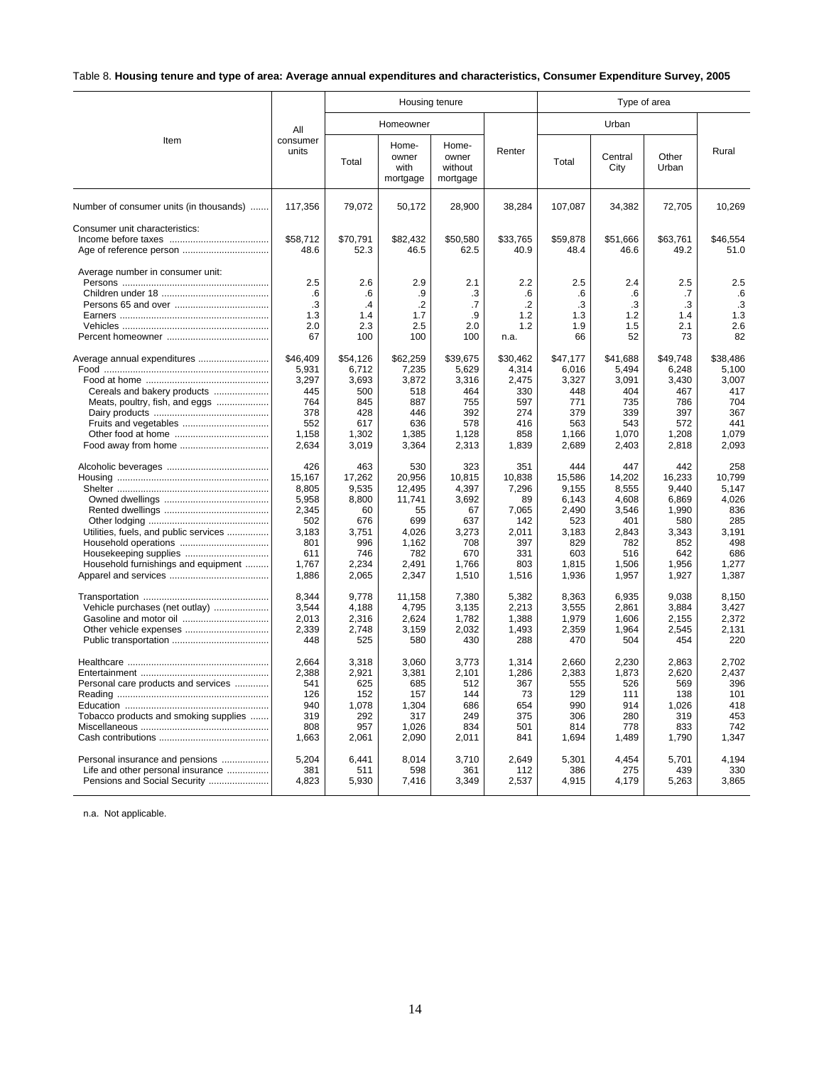Table 8. **Housing tenure and type of area: Average annual expenditures and characteristics, Consumer Expenditure Survey, 2005**

| Item | All consumer units | Housing tenure | | | | Type of area | | | |
|---|---|---|---|---|---|---|---|---|---|
| | | Homeowner | | | Renter | Urban | | | Rural |
| | | Total | Home-owner with mortgage | Home-owner without mortgage | | Total | Central City | Other Urban | |
| Number of consumer units (in thousands) | 117,356 | 79,072 | 50,172 | 28,900 | 38,284 | 107,087 | 34,382 | 72,705 | 10,269 |
| Consumer unit characteristics: | | | | | | | | | |
| Income before taxes | $58,712 | $70,791 | $82,432 | $50,580 | $33,765 | $59,878 | $51,666 | $63,761 | $46,554 |
| Age of reference person | 48.6 | 52.3 | 46.5 | 62.5 | 40.9 | 48.4 | 46.6 | 49.2 | 51.0 |
| Average number in consumer unit: | | | | | | | | | |
| Persons | 2.5 | 2.6 | 2.9 | 2.1 | 2.2 | 2.5 | 2.4 | 2.5 | 2.5 |
| Children under 18 | .6 | .6 | .9 | .3 | .6 | .6 | .6 | .7 | .6 |
| Persons 65 and over | .3 | .4 | .2 | .7 | .2 | .3 | .3 | .3 | .3 |
| Earners | 1.3 | 1.4 | 1.7 | .9 | 1.2 | 1.3 | 1.2 | 1.4 | 1.3 |
| Vehicles | 2.0 | 2.3 | 2.5 | 2.0 | 1.2 | 1.9 | 1.5 | 2.1 | 2.6 |
| Percent homeowner | 67 | 100 | 100 | 100 | n.a. | 66 | 52 | 73 | 82 |
| Average annual expenditures | $46,409 | $54,126 | $62,259 | $39,675 | $30,462 | $47,177 | $41,688 | $49,748 | $38,486 |
| Food | 5,931 | 6,712 | 7,235 | 5,629 | 4,314 | 6,016 | 5,494 | 6,248 | 5,100 |
| Food at home | 3,297 | 3,693 | 3,872 | 3,316 | 2,475 | 3,327 | 3,091 | 3,430 | 3,007 |
| Cereals and bakery products | 445 | 500 | 518 | 464 | 330 | 448 | 404 | 467 | 417 |
| Meats, poultry, fish, and eggs | 764 | 845 | 887 | 755 | 597 | 771 | 735 | 786 | 704 |
| Dairy products | 378 | 428 | 446 | 392 | 274 | 379 | 339 | 397 | 367 |
| Fruits and vegetables | 552 | 617 | 636 | 578 | 416 | 563 | 543 | 572 | 441 |
| Other food at home | 1,158 | 1,302 | 1,385 | 1,128 | 858 | 1,166 | 1,070 | 1,208 | 1,079 |
| Food away from home | 2,634 | 3,019 | 3,364 | 2,313 | 1,839 | 2,689 | 2,403 | 2,818 | 2,093 |
| Alcoholic beverages | 426 | 463 | 530 | 323 | 351 | 444 | 447 | 442 | 258 |
| Housing | 15,167 | 17,262 | 20,956 | 10,815 | 10,838 | 15,586 | 14,202 | 16,233 | 10,799 |
| Shelter | 8,805 | 9,535 | 12,495 | 4,397 | 7,296 | 9,155 | 8,555 | 9,440 | 5,147 |
| Owned dwellings | 5,958 | 8,800 | 11,741 | 3,692 | 89 | 6,143 | 4,608 | 6,869 | 4,026 |
| Rented dwellings | 2,345 | 60 | 55 | 67 | 7,065 | 2,490 | 3,546 | 1,990 | 836 |
| Other lodging | 502 | 676 | 699 | 637 | 142 | 523 | 401 | 580 | 285 |
| Utilities, fuels, and public services | 3,183 | 3,751 | 4,026 | 3,273 | 2,011 | 3,183 | 2,843 | 3,343 | 3,191 |
| Household operations | 801 | 996 | 1,162 | 708 | 397 | 829 | 782 | 852 | 498 |
| Housekeeping supplies | 611 | 746 | 782 | 670 | 331 | 603 | 516 | 642 | 686 |
| Household furnishings and equipment | 1,767 | 2,234 | 2,491 | 1,766 | 803 | 1,815 | 1,506 | 1,956 | 1,277 |
| Apparel and services | 1,886 | 2,065 | 2,347 | 1,510 | 1,516 | 1,936 | 1,957 | 1,927 | 1,387 |
| Transportation | 8,344 | 9,778 | 11,158 | 7,380 | 5,382 | 8,363 | 6,935 | 9,038 | 8,150 |
| Vehicle purchases (net outlay) | 3,544 | 4,188 | 4,795 | 3,135 | 2,213 | 3,555 | 2,861 | 3,884 | 3,427 |
| Gasoline and motor oil | 2,013 | 2,316 | 2,624 | 1,782 | 1,388 | 1,979 | 1,606 | 2,155 | 2,372 |
| Other vehicle expenses | 2,339 | 2,748 | 3,159 | 2,032 | 1,493 | 2,359 | 1,964 | 2,545 | 2,131 |
| Public transportation | 448 | 525 | 580 | 430 | 288 | 470 | 504 | 454 | 220 |
| Healthcare | 2,664 | 3,318 | 3,060 | 3,773 | 1,314 | 2,660 | 2,230 | 2,863 | 2,702 |
| Entertainment | 2,388 | 2,921 | 3,381 | 2,101 | 1,286 | 2,383 | 1,873 | 2,620 | 2,437 |
| Personal care products and services | 541 | 625 | 685 | 512 | 367 | 555 | 526 | 569 | 396 |
| Reading | 126 | 152 | 157 | 144 | 73 | 129 | 111 | 138 | 101 |
| Education | 940 | 1,078 | 1,304 | 686 | 654 | 990 | 914 | 1,026 | 418 |
| Tobacco products and smoking supplies | 319 | 292 | 317 | 249 | 375 | 306 | 280 | 319 | 453 |
| Miscellaneous | 808 | 957 | 1,026 | 834 | 501 | 814 | 778 | 833 | 742 |
| Cash contributions | 1,663 | 2,061 | 2,090 | 2,011 | 841 | 1,694 | 1,489 | 1,790 | 1,347 |
| Personal insurance and pensions | 5,204 | 6,441 | 8,014 | 3,710 | 2,649 | 5,301 | 4,454 | 5,701 | 4,194 |
| Life and other personal insurance | 381 | 511 | 598 | 361 | 112 | 386 | 275 | 439 | 330 |
| Pensions and Social Security | 4,823 | 5,930 | 7,416 | 3,349 | 2,537 | 4,915 | 4,179 | 5,263 | 3,865 |

n.a. Not applicable.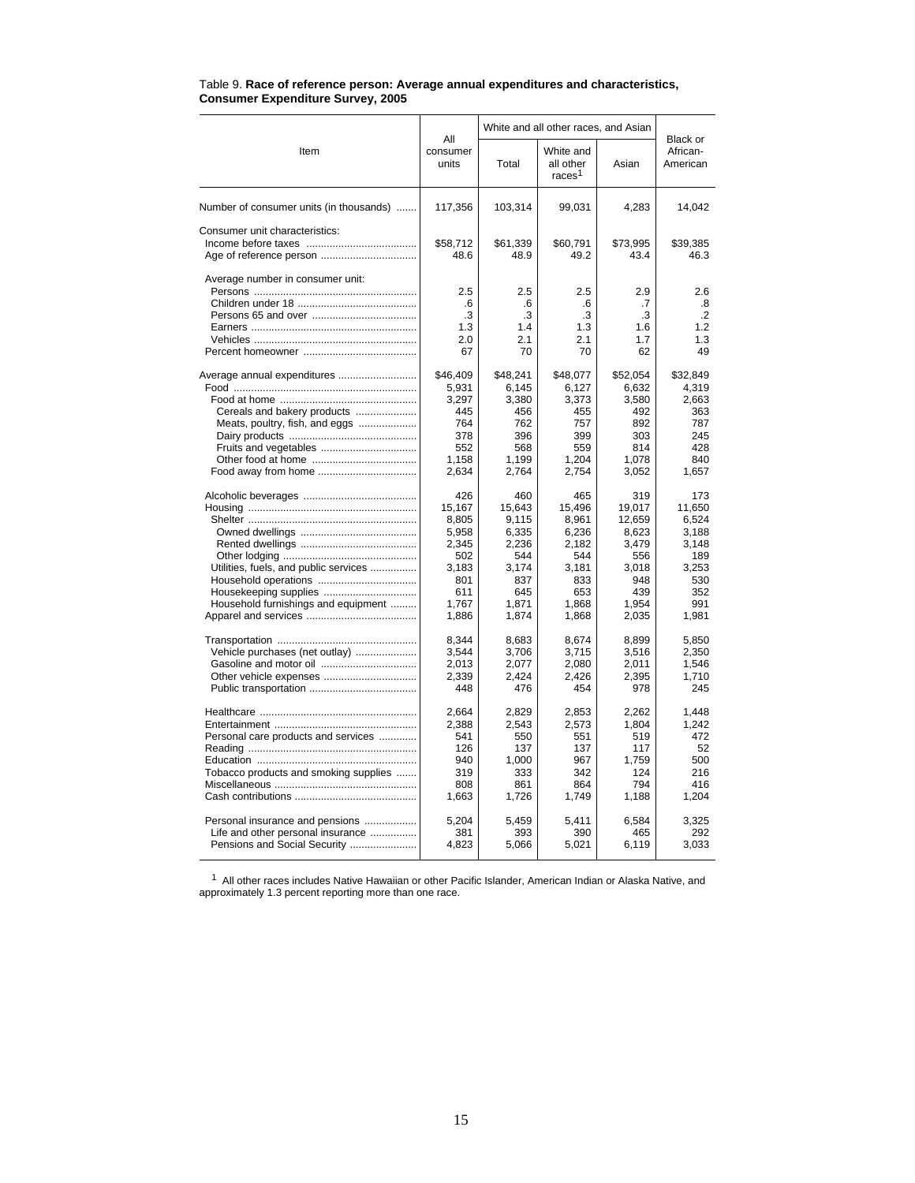Table 9. **Race of reference person: Average annual expenditures and characteristics, Consumer Expenditure Survey, 2005**

| Item | All consumer units | White and all other races, and Asian | | | Black or African-American |
|---|---|---|---|---|---|
| | | Total | White and all other races[1] | Asian | |
| Number of consumer units (in thousands) | 117,356 | 103,314 | 99,031 | 4,283 | 14,042 |
| Consumer unit characteristics: | | | | | |
| Income before taxes | $58,712 | $61,339 | $60,791 | $73,995 | $39,385 |
| Age of reference person | 48.6 | 48.9 | 49.2 | 43.4 | 46.3 |
| Average number in consumer unit: | | | | | |
| Persons | 2.5 | 2.5 | 2.5 | 2.9 | 2.6 |
| Children under 18 | .6 | .6 | .6 | .7 | .8 |
| Persons 65 and over | .3 | .3 | .3 | .3 | .2 |
| Earners | 1.3 | 1.4 | 1.3 | 1.6 | 1.2 |
| Vehicles | 2.0 | 2.1 | 2.1 | 1.7 | 1.3 |
| Percent homeowner | 67 | 70 | 70 | 62 | 49 |
| Average annual expenditures | $46,409 | $48,241 | $48,077 | $52,054 | $32,849 |
| Food | 5,931 | 6,145 | 6,127 | 6,632 | 4,319 |
| Food at home | 3,297 | 3,380 | 3,373 | 3,580 | 2,663 |
| Cereals and bakery products | 445 | 456 | 455 | 492 | 363 |
| Meats, poultry, fish, and eggs | 764 | 762 | 757 | 892 | 787 |
| Dairy products | 378 | 396 | 399 | 303 | 245 |
| Fruits and vegetables | 552 | 568 | 559 | 814 | 428 |
| Other food at home | 1,158 | 1,199 | 1,204 | 1,078 | 840 |
| Food away from home | 2,634 | 2,764 | 2,754 | 3,052 | 1,657 |
| Alcoholic beverages | 426 | 460 | 465 | 319 | 173 |
| Housing | 15,167 | 15,643 | 15,496 | 19,017 | 11,650 |
| Shelter | 8,805 | 9,115 | 8,961 | 12,659 | 6,524 |
| Owned dwellings | 5,958 | 6,335 | 6,236 | 8,623 | 3,188 |
| Rented dwellings | 2,345 | 2,236 | 2,182 | 3,479 | 3,148 |
| Other lodging | 502 | 544 | 544 | 556 | 189 |
| Utilities, fuels, and public services | 3,183 | 3,174 | 3,181 | 3,018 | 3,253 |
| Household operations | 801 | 837 | 833 | 948 | 530 |
| Housekeeping supplies | 611 | 645 | 653 | 439 | 352 |
| Household furnishings and equipment | 1,767 | 1,871 | 1,868 | 1,954 | 991 |
| Apparel and services | 1,886 | 1,874 | 1,868 | 2,035 | 1,981 |
| Transportation | 8,344 | 8,683 | 8,674 | 8,899 | 5,850 |
| Vehicle purchases (net outlay) | 3,544 | 3,706 | 3,715 | 3,516 | 2,350 |
| Gasoline and motor oil | 2,013 | 2,077 | 2,080 | 2,011 | 1,546 |
| Other vehicle expenses | 2,339 | 2,424 | 2,426 | 2,395 | 1,710 |
| Public transportation | 448 | 476 | 454 | 978 | 245 |
| Healthcare | 2,664 | 2,829 | 2,853 | 2,262 | 1,448 |
| Entertainment | 2,388 | 2,543 | 2,573 | 1,804 | 1,242 |
| Personal care products and services | 541 | 550 | 551 | 519 | 472 |
| Reading | 126 | 137 | 137 | 117 | 52 |
| Education | 940 | 1,000 | 967 | 1,759 | 500 |
| Tobacco products and smoking supplies | 319 | 333 | 342 | 124 | 216 |
| Miscellaneous | 808 | 861 | 864 | 794 | 416 |
| Cash contributions | 1,663 | 1,726 | 1,749 | 1,188 | 1,204 |
| Personal insurance and pensions | 5,204 | 5,459 | 5,411 | 6,584 | 3,325 |
| Life and other personal insurance | 381 | 393 | 390 | 465 | 292 |
| Pensions and Social Security | 4,823 | 5,066 | 5,021 | 6,119 | 3,033 |

[1] All other races includes Native Hawaiian or other Pacific Islander, American Indian or Alaska Native, and approximately 1.3 percent reporting more than one race.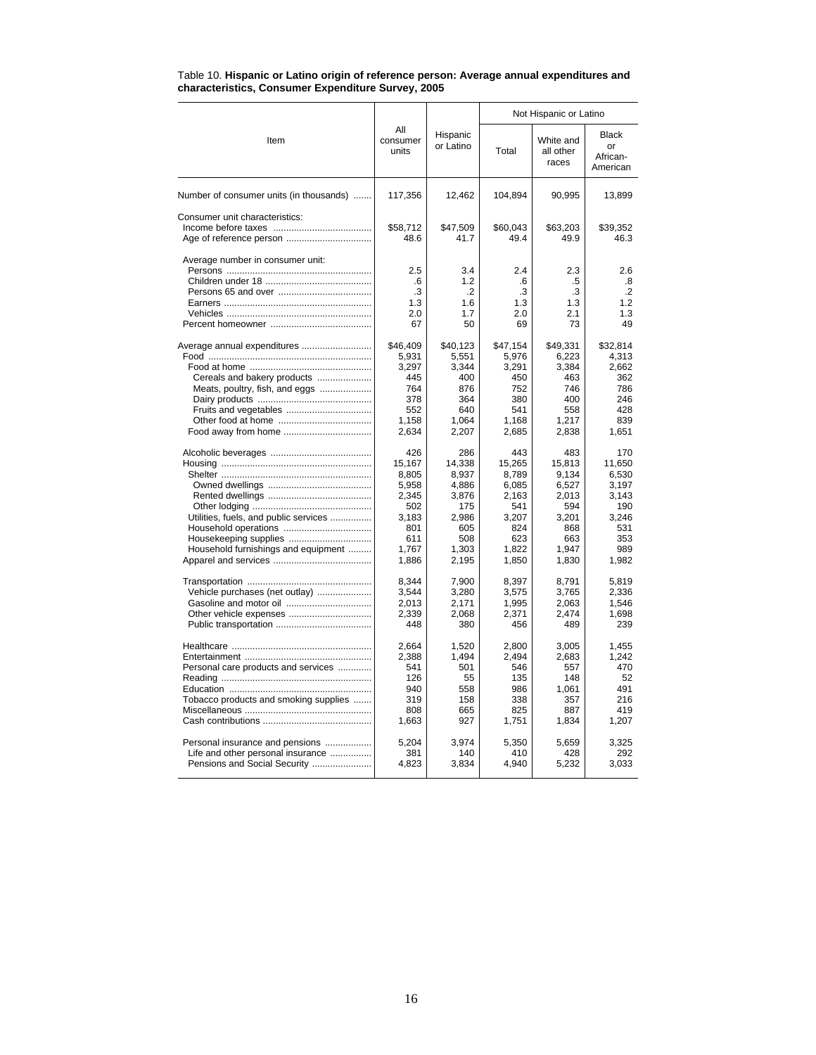Table 10. **Hispanic or Latino origin of reference person: Average annual expenditures and characteristics, Consumer Expenditure Survey, 2005**

| Item | All consumer units | Hispanic or Latino | Not Hispanic or Latino | | |
|---|---|---|---|---|---|
| | | | Total | White and all other races | Black or African-American |
| Number of consumer units (in thousands) | 117,356 | 12,462 | 104,894 | 90,995 | 13,899 |
| Consumer unit characteristics: | | | | | |
| Income before taxes | $58,712 | $47,509 | $60,043 | $63,203 | $39,352 |
| Age of reference person | 48.6 | 41.7 | 49.4 | 49.9 | 46.3 |
| Average number in consumer unit: | | | | | |
| Persons | 2.5 | 3.4 | 2.4 | 2.3 | 2.6 |
| Children under 18 | .6 | 1.2 | .6 | .5 | .8 |
| Persons 65 and over | .3 | .2 | .3 | .3 | .2 |
| Earners | 1.3 | 1.6 | 1.3 | 1.3 | 1.2 |
| Vehicles | 2.0 | 1.7 | 2.0 | 2.1 | 1.3 |
| Percent homeowner | 67 | 50 | 69 | 73 | 49 |
| Average annual expenditures | $46,409 | $40,123 | $47,154 | $49,331 | $32,814 |
| Food | 5,931 | 5,551 | 5,976 | 6,223 | 4,313 |
| Food at home | 3,297 | 3,344 | 3,291 | 3,384 | 2,662 |
| Cereals and bakery products | 445 | 400 | 450 | 463 | 362 |
| Meats, poultry, fish, and eggs | 764 | 876 | 752 | 746 | 786 |
| Dairy products | 378 | 364 | 380 | 400 | 246 |
| Fruits and vegetables | 552 | 640 | 541 | 558 | 428 |
| Other food at home | 1,158 | 1,064 | 1,168 | 1,217 | 839 |
| Food away from home | 2,634 | 2,207 | 2,685 | 2,838 | 1,651 |
| Alcoholic beverages | 426 | 286 | 443 | 483 | 170 |
| Housing | 15,167 | 14,338 | 15,265 | 15,813 | 11,650 |
| Shelter | 8,805 | 8,937 | 8,789 | 9,134 | 6,530 |
| Owned dwellings | 5,958 | 4,886 | 6,085 | 6,527 | 3,197 |
| Rented dwellings | 2,345 | 3,876 | 2,163 | 2,013 | 3,143 |
| Other lodging | 502 | 175 | 541 | 594 | 190 |
| Utilities, fuels, and public services | 3,183 | 2,986 | 3,207 | 3,201 | 3,246 |
| Household operations | 801 | 605 | 824 | 868 | 531 |
| Housekeeping supplies | 611 | 508 | 623 | 663 | 353 |
| Household furnishings and equipment | 1,767 | 1,303 | 1,822 | 1,947 | 989 |
| Apparel and services | 1,886 | 2,195 | 1,850 | 1,830 | 1,982 |
| Transportation | 8,344 | 7,900 | 8,397 | 8,791 | 5,819 |
| Vehicle purchases (net outlay) | 3,544 | 3,280 | 3,575 | 3,765 | 2,336 |
| Gasoline and motor oil | 2,013 | 2,171 | 1,995 | 2,063 | 1,546 |
| Other vehicle expenses | 2,339 | 2,068 | 2,371 | 2,474 | 1,698 |
| Public transportation | 448 | 380 | 456 | 489 | 239 |
| Healthcare | 2,664 | 1,520 | 2,800 | 3,005 | 1,455 |
| Entertainment | 2,388 | 1,494 | 2,494 | 2,683 | 1,242 |
| Personal care products and services | 541 | 501 | 546 | 557 | 470 |
| Reading | 126 | 55 | 135 | 148 | 52 |
| Education | 940 | 558 | 986 | 1,061 | 491 |
| Tobacco products and smoking supplies | 319 | 158 | 338 | 357 | 216 |
| Miscellaneous | 808 | 665 | 825 | 887 | 419 |
| Cash contributions | 1,663 | 927 | 1,751 | 1,834 | 1,207 |
| Personal insurance and pensions | 5,204 | 3,974 | 5,350 | 5,659 | 3,325 |
| Life and other personal insurance | 381 | 140 | 410 | 428 | 292 |
| Pensions and Social Security | 4,823 | 3,834 | 4,940 | 5,232 | 3,033 |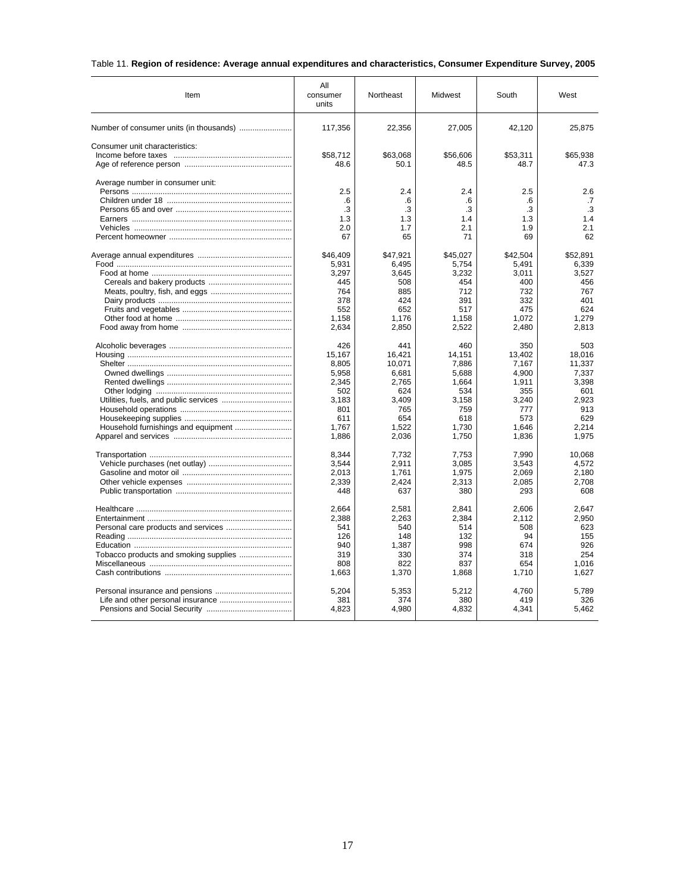Table 11. **Region of residence: Average annual expenditures and characteristics, Consumer Expenditure Survey, 2005**

| Item | All consumer units | Northeast | Midwest | South | West |
|---|---|---|---|---|---|
| Number of consumer units (in thousands) | 117,356 | 22,356 | 27,005 | 42,120 | 25,875 |
| Consumer unit characteristics: | | | | | |
| Income before taxes | $58,712 | $63,068 | $56,606 | $53,311 | $65,938 |
| Age of reference person | 48.6 | 50.1 | 48.5 | 48.7 | 47.3 |
| Average number in consumer unit: | | | | | |
| Persons | 2.5 | 2.4 | 2.4 | 2.5 | 2.6 |
| Children under 18 | .6 | .6 | .6 | .6 | .7 |
| Persons 65 and over | .3 | .3 | .3 | .3 | .3 |
| Earners | 1.3 | 1.3 | 1.4 | 1.3 | 1.4 |
| Vehicles | 2.0 | 1.7 | 2.1 | 1.9 | 2.1 |
| Percent homeowner | 67 | 65 | 71 | 69 | 62 |
| Average annual expenditures | $46,409 | $47,921 | $45,027 | $42,504 | $52,891 |
| Food | 5,931 | 6,495 | 5,754 | 5,491 | 6,339 |
| Food at home | 3,297 | 3,645 | 3,232 | 3,011 | 3,527 |
| Cereals and bakery products | 445 | 508 | 454 | 400 | 456 |
| Meats, poultry, fish, and eggs | 764 | 885 | 712 | 732 | 767 |
| Dairy products | 378 | 424 | 391 | 332 | 401 |
| Fruits and vegetables | 552 | 652 | 517 | 475 | 624 |
| Other food at home | 1,158 | 1,176 | 1,158 | 1,072 | 1,279 |
| Food away from home | 2,634 | 2,850 | 2,522 | 2,480 | 2,813 |
| Alcoholic beverages | 426 | 441 | 460 | 350 | 503 |
| Housing | 15,167 | 16,421 | 14,151 | 13,402 | 18,016 |
| Shelter | 8,805 | 10,071 | 7,886 | 7,167 | 11,337 |
| Owned dwellings | 5,958 | 6,681 | 5,688 | 4,900 | 7,337 |
| Rented dwellings | 2,345 | 2,765 | 1,664 | 1,911 | 3,398 |
| Other lodging | 502 | 624 | 534 | 355 | 601 |
| Utilities, fuels, and public services | 3,183 | 3,409 | 3,158 | 3,240 | 2,923 |
| Household operations | 801 | 765 | 759 | 777 | 913 |
| Housekeeping supplies | 611 | 654 | 618 | 573 | 629 |
| Household furnishings and equipment | 1,767 | 1,522 | 1,730 | 1,646 | 2,214 |
| Apparel and services | 1,886 | 2,036 | 1,750 | 1,836 | 1,975 |
| Transportation | 8,344 | 7,732 | 7,753 | 7,990 | 10,068 |
| Vehicle purchases (net outlay) | 3,544 | 2,911 | 3,085 | 3,543 | 4,572 |
| Gasoline and motor oil | 2,013 | 1,761 | 1,975 | 2,069 | 2,180 |
| Other vehicle expenses | 2,339 | 2,424 | 2,313 | 2,085 | 2,708 |
| Public transportation | 448 | 637 | 380 | 293 | 608 |
| Healthcare | 2,664 | 2,581 | 2,841 | 2,606 | 2,647 |
| Entertainment | 2,388 | 2,263 | 2,384 | 2,112 | 2,950 |
| Personal care products and services | 541 | 540 | 514 | 508 | 623 |
| Reading | 126 | 148 | 132 | 94 | 155 |
| Education | 940 | 1,387 | 998 | 674 | 926 |
| Tobacco products and smoking supplies | 319 | 330 | 374 | 318 | 254 |
| Miscellaneous | 808 | 822 | 837 | 654 | 1,016 |
| Cash contributions | 1,663 | 1,370 | 1,868 | 1,710 | 1,627 |
| Personal insurance and pensions | 5,204 | 5,353 | 5,212 | 4,760 | 5,789 |
| Life and other personal insurance | 381 | 374 | 380 | 419 | 326 |
| Pensions and Social Security | 4,823 | 4,980 | 4,832 | 4,341 | 5,462 |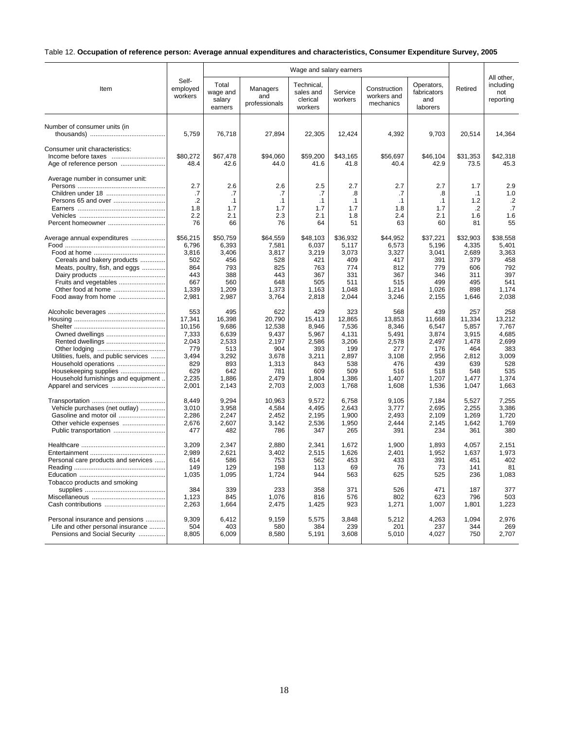Table 12. **Occupation of reference person: Average annual expenditures and characteristics, Consumer Expenditure Survey, 2005**

| Item | Self-employed workers | Wage and salary earners | | | | | | Retired | All other, including not reporting |
|---|---|---|---|---|---|---|---|---|---|
| | | Total wage and salary earners | Managers and professionals | Technical, sales and clerical workers | Service workers | Construction workers and mechanics | Operators, fabricators and laborers | | |
| Number of consumer units (in thousands) | 5,759 | 76,718 | 27,894 | 22,305 | 12,424 | 4,392 | 9,703 | 20,514 | 14,364 |
| Consumer unit characteristics: | | | | | | | | | |
| Income before taxes | $80,272 | $67,478 | $94,060 | $59,200 | $43,165 | $56,697 | $46,104 | $31,353 | $42,318 |
| Age of reference person | 48.4 | 42.6 | 44.0 | 41.6 | 41.8 | 40.4 | 42.9 | 73.5 | 45.3 |
| Average number in consumer unit: | | | | | | | | | |
| Persons | 2.7 | 2.6 | 2.6 | 2.5 | 2.7 | 2.7 | 2.7 | 1.7 | 2.9 |
| Children under 18 | .7 | .7 | .7 | .7 | .8 | .7 | .8 | .1 | 1.0 |
| Persons 65 and over | .2 | .1 | .1 | .1 | .1 | .1 | .1 | 1.2 | .2 |
| Earners | 1.8 | 1.7 | 1.7 | 1.7 | 1.7 | 1.8 | 1.7 | .2 | .7 |
| Vehicles | 2.2 | 2.1 | 2.3 | 2.1 | 1.8 | 2.4 | 2.1 | 1.6 | 1.6 |
| Percent homeowner | 76 | 66 | 76 | 64 | 51 | 63 | 60 | 81 | 55 |
| Average annual expenditures | $56,215 | $50,759 | $64,559 | $48,103 | $36,932 | $44,952 | $37,221 | $32,903 | $38,558 |
| Food | 6,796 | 6,393 | 7,581 | 6,037 | 5,117 | 6,573 | 5,196 | 4,335 | 5,401 |
| Food at home | 3,816 | 3,406 | 3,817 | 3,219 | 3,073 | 3,327 | 3,041 | 2,689 | 3,363 |
| Cereals and bakery products | 502 | 456 | 528 | 421 | 409 | 417 | 391 | 379 | 458 |
| Meats, poultry, fish, and eggs | 864 | 793 | 825 | 763 | 774 | 812 | 779 | 606 | 792 |
| Dairy products | 443 | 388 | 443 | 367 | 331 | 367 | 346 | 311 | 397 |
| Fruits and vegetables | 667 | 560 | 648 | 505 | 511 | 515 | 499 | 495 | 541 |
| Other food at home | 1,339 | 1,209 | 1,373 | 1,163 | 1,048 | 1,214 | 1,026 | 898 | 1,174 |
| Food away from home | 2,981 | 2,987 | 3,764 | 2,818 | 2,044 | 3,246 | 2,155 | 1,646 | 2,038 |
| Alcoholic beverages | 553 | 495 | 622 | 429 | 323 | 568 | 439 | 257 | 258 |
| Housing | 17,341 | 16,398 | 20,790 | 15,413 | 12,865 | 13,853 | 11,668 | 11,334 | 13,212 |
| Shelter | 10,156 | 9,686 | 12,538 | 8,946 | 7,536 | 8,346 | 6,547 | 5,857 | 7,767 |
| Owned dwellings | 7,333 | 6,639 | 9,437 | 5,967 | 4,131 | 5,491 | 3,874 | 3,915 | 4,685 |
| Rented dwellings | 2,043 | 2,533 | 2,197 | 2,586 | 3,206 | 2,578 | 2,497 | 1,478 | 2,699 |
| Other lodging | 779 | 513 | 904 | 393 | 199 | 277 | 176 | 464 | 383 |
| Utilities, fuels, and public services | 3,494 | 3,292 | 3,678 | 3,211 | 2,897 | 3,108 | 2,956 | 2,812 | 3,009 |
| Household operations | 829 | 893 | 1,313 | 843 | 538 | 476 | 439 | 639 | 528 |
| Housekeeping supplies | 629 | 642 | 781 | 609 | 509 | 516 | 518 | 548 | 535 |
| Household furnishings and equipment | 2,235 | 1,886 | 2,479 | 1,804 | 1,386 | 1,407 | 1,207 | 1,477 | 1,374 |
| Apparel and services | 2,001 | 2,143 | 2,703 | 2,003 | 1,768 | 1,608 | 1,536 | 1,047 | 1,663 |
| Transportation | 8,449 | 9,294 | 10,963 | 9,572 | 6,758 | 9,105 | 7,184 | 5,527 | 7,255 |
| Vehicle purchases (net outlay) | 3,010 | 3,958 | 4,584 | 4,495 | 2,643 | 3,777 | 2,695 | 2,255 | 3,386 |
| Gasoline and motor oil | 2,286 | 2,247 | 2,452 | 2,195 | 1,900 | 2,493 | 2,109 | 1,269 | 1,720 |
| Other vehicle expenses | 2,676 | 2,607 | 3,142 | 2,536 | 1,950 | 2,444 | 2,145 | 1,642 | 1,769 |
| Public transportation | 477 | 482 | 786 | 347 | 265 | 391 | 234 | 361 | 380 |
| Healthcare | 3,209 | 2,347 | 2,880 | 2,341 | 1,672 | 1,900 | 1,893 | 4,057 | 2,151 |
| Entertainment | 2,989 | 2,621 | 3,402 | 2,515 | 1,626 | 2,401 | 1,952 | 1,637 | 1,973 |
| Personal care products and services | 614 | 586 | 753 | 562 | 453 | 433 | 391 | 451 | 402 |
| Reading | 149 | 129 | 198 | 113 | 69 | 76 | 73 | 141 | 81 |
| Education | 1,035 | 1,095 | 1,724 | 944 | 563 | 625 | 525 | 236 | 1,083 |
| Tobacco products and smoking supplies | 384 | 339 | 233 | 358 | 371 | 526 | 471 | 187 | 377 |
| Miscellaneous | 1,123 | 845 | 1,076 | 816 | 576 | 802 | 623 | 796 | 503 |
| Cash contributions | 2,263 | 1,664 | 2,475 | 1,425 | 923 | 1,271 | 1,007 | 1,801 | 1,223 |
| Personal insurance and pensions | 9,309 | 6,412 | 9,159 | 5,575 | 3,848 | 5,212 | 4,263 | 1,094 | 2,976 |
| Life and other personal insurance | 504 | 403 | 580 | 384 | 239 | 201 | 237 | 344 | 269 |
| Pensions and Social Security | 8,805 | 6,009 | 8,580 | 5,191 | 3,608 | 5,010 | 4,027 | 750 | 2,707 |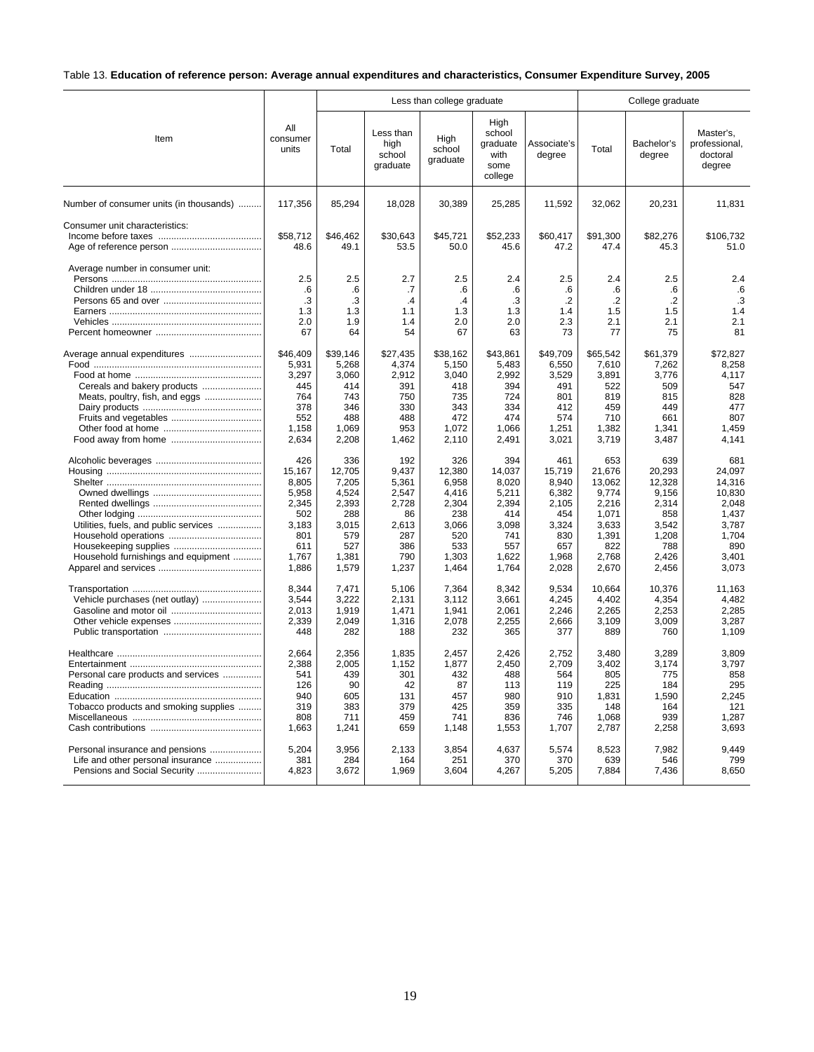Table 13. **Education of reference person: Average annual expenditures and characteristics, Consumer Expenditure Survey, 2005**

| Item | All consumer units | Less than college graduate | | | | | College graduate | | |
|---|---|---|---|---|---|---|---|---|---|
| | | Total | Less than high school graduate | High school graduate | High school graduate with some college | Associate's degree | Total | Bachelor's degree | Master's, professional, doctoral degree |
| Number of consumer units (in thousands) | 117,356 | 85,294 | 18,028 | 30,389 | 25,285 | 11,592 | 32,062 | 20,231 | 11,831 |
| Consumer unit characteristics: | | | | | | | | | |
| Income before taxes | $58,712 | $46,462 | $30,643 | $45,721 | $52,233 | $60,417 | $91,300 | $82,276 | $106,732 |
| Age of reference person | 48.6 | 49.1 | 53.5 | 50.0 | 45.6 | 47.2 | 47.4 | 45.3 | 51.0 |
| Average number in consumer unit: | | | | | | | | | |
| Persons | 2.5 | 2.5 | 2.7 | 2.5 | 2.4 | 2.5 | 2.4 | 2.5 | 2.4 |
| Children under 18 | .6 | .6 | .7 | .6 | .6 | .6 | .6 | .6 | .6 |
| Persons 65 and over | .3 | .3 | .4 | .4 | .3 | .2 | .2 | .2 | .3 |
| Earners | 1.3 | 1.3 | 1.1 | 1.3 | 1.3 | 1.4 | 1.5 | 1.5 | 1.4 |
| Vehicles | 2.0 | 1.9 | 1.4 | 2.0 | 2.0 | 2.3 | 2.1 | 2.1 | 2.1 |
| Percent homeowner | 67 | 64 | 54 | 67 | 63 | 73 | 77 | 75 | 81 |
| Average annual expenditures | $46,409 | $39,146 | $27,435 | $38,162 | $43,861 | $49,709 | $65,542 | $61,379 | $72,827 |
| Food | 5,931 | 5,268 | 4,374 | 5,150 | 5,483 | 6,550 | 7,610 | 7,262 | 8,258 |
| Food at home | 3,297 | 3,060 | 2,912 | 3,040 | 2,992 | 3,529 | 3,891 | 3,776 | 4,117 |
| Cereals and bakery products | 445 | 414 | 391 | 418 | 394 | 491 | 522 | 509 | 547 |
| Meats, poultry, fish, and eggs | 764 | 743 | 750 | 735 | 724 | 801 | 819 | 815 | 828 |
| Dairy products | 378 | 346 | 330 | 343 | 334 | 412 | 459 | 449 | 477 |
| Fruits and vegetables | 552 | 488 | 488 | 472 | 474 | 574 | 710 | 661 | 807 |
| Other food at home | 1,158 | 1,069 | 953 | 1,072 | 1,066 | 1,251 | 1,382 | 1,341 | 1,459 |
| Food away from home | 2,634 | 2,208 | 1,462 | 2,110 | 2,491 | 3,021 | 3,719 | 3,487 | 4,141 |
| Alcoholic beverages | 426 | 336 | 192 | 326 | 394 | 461 | 653 | 639 | 681 |
| Housing | 15,167 | 12,705 | 9,437 | 12,380 | 14,037 | 15,719 | 21,676 | 20,293 | 24,097 |
| Shelter | 8,805 | 7,205 | 5,361 | 6,958 | 8,020 | 8,940 | 13,062 | 12,328 | 14,316 |
| Owned dwellings | 5,958 | 4,524 | 2,547 | 4,416 | 5,211 | 6,382 | 9,774 | 9,156 | 10,830 |
| Rented dwellings | 2,345 | 2,393 | 2,728 | 2,304 | 2,394 | 2,105 | 2,216 | 2,314 | 2,048 |
| Other lodging | 502 | 288 | 86 | 238 | 414 | 454 | 1,071 | 858 | 1,437 |
| Utilities, fuels, and public services | 3,183 | 3,015 | 2,613 | 3,066 | 3,098 | 3,324 | 3,633 | 3,542 | 3,787 |
| Household operations | 801 | 579 | 287 | 520 | 741 | 830 | 1,391 | 1,208 | 1,704 |
| Housekeeping supplies | 611 | 527 | 386 | 533 | 557 | 657 | 822 | 788 | 890 |
| Household furnishings and equipment | 1,767 | 1,381 | 790 | 1,303 | 1,622 | 1,968 | 2,768 | 2,426 | 3,401 |
| Apparel and services | 1,886 | 1,579 | 1,237 | 1,464 | 1,764 | 2,028 | 2,670 | 2,456 | 3,073 |
| Transportation | 8,344 | 7,471 | 5,106 | 7,364 | 8,342 | 9,534 | 10,664 | 10,376 | 11,163 |
| Vehicle purchases (net outlay) | 3,544 | 3,222 | 2,131 | 3,112 | 3,661 | 4,245 | 4,402 | 4,354 | 4,482 |
| Gasoline and motor oil | 2,013 | 1,919 | 1,471 | 1,941 | 2,061 | 2,246 | 2,265 | 2,253 | 2,285 |
| Other vehicle expenses | 2,339 | 2,049 | 1,316 | 2,078 | 2,255 | 2,666 | 3,109 | 3,009 | 3,287 |
| Public transportation | 448 | 282 | 188 | 232 | 365 | 377 | 889 | 760 | 1,109 |
| Healthcare | 2,664 | 2,356 | 1,835 | 2,457 | 2,426 | 2,752 | 3,480 | 3,289 | 3,809 |
| Entertainment | 2,388 | 2,005 | 1,152 | 1,877 | 2,450 | 2,709 | 3,402 | 3,174 | 3,797 |
| Personal care products and services | 541 | 439 | 301 | 432 | 488 | 564 | 805 | 775 | 858 |
| Reading | 126 | 90 | 42 | 87 | 113 | 119 | 225 | 184 | 295 |
| Education | 940 | 605 | 131 | 457 | 980 | 910 | 1,831 | 1,590 | 2,245 |
| Tobacco products and smoking supplies | 319 | 383 | 379 | 425 | 359 | 335 | 148 | 164 | 121 |
| Miscellaneous | 808 | 711 | 459 | 741 | 836 | 746 | 1,068 | 939 | 1,287 |
| Cash contributions | 1,663 | 1,241 | 659 | 1,148 | 1,553 | 1,707 | 2,787 | 2,258 | 3,693 |
| Personal insurance and pensions | 5,204 | 3,956 | 2,133 | 3,854 | 4,637 | 5,574 | 8,523 | 7,982 | 9,449 |
| Life and other personal insurance | 381 | 284 | 164 | 251 | 370 | 370 | 639 | 546 | 799 |
| Pensions and Social Security | 4,823 | 3,672 | 1,969 | 3,604 | 4,267 | 5,205 | 7,884 | 7,436 | 8,650 |